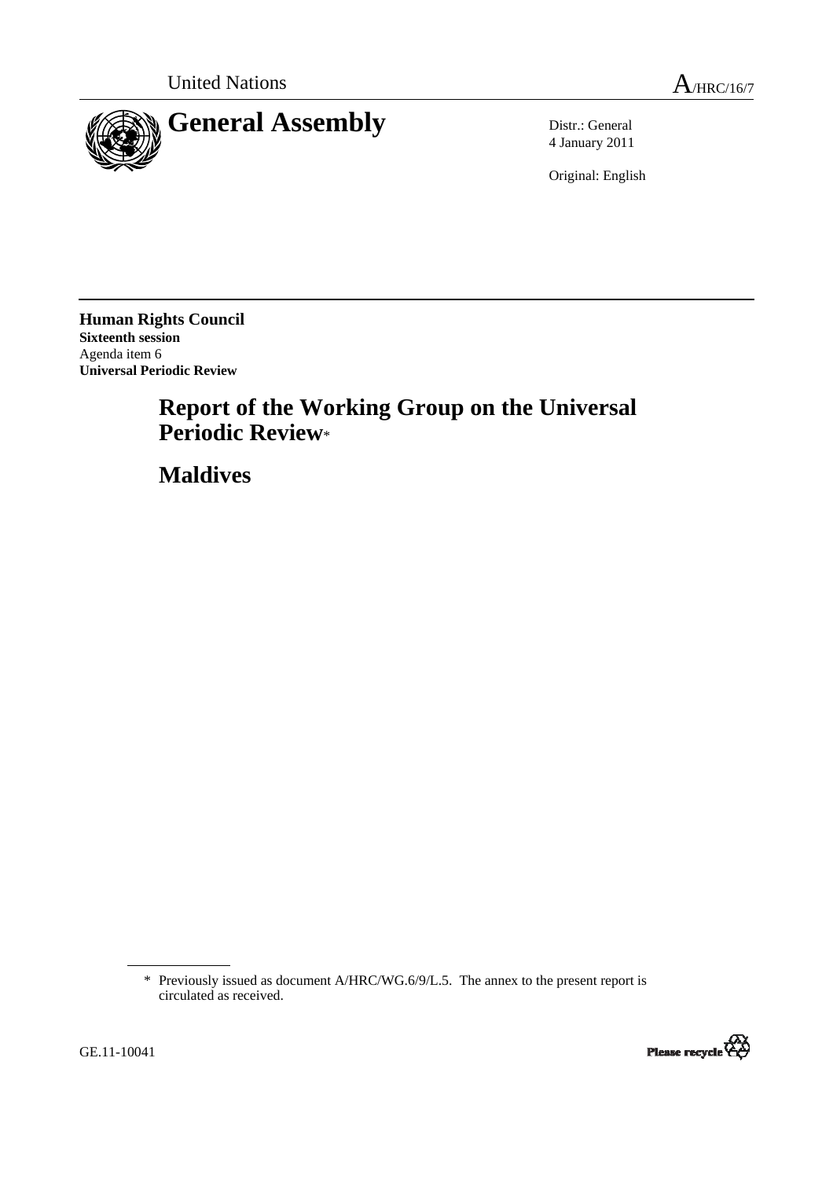United Nations A/HRC/16/7

# General Assembly

Distr.: General
4 January 2011

Original: English

**Human Rights Council**
**Sixteenth session**
Agenda item 6
**Universal Periodic Review**

## Report of the Working Group on the Universal Periodic Review*

## Maldives

---

\* Previously issued as document A/HRC/WG.6/9/L.5. The annex to the present report is circulated as received.

GE.11-10041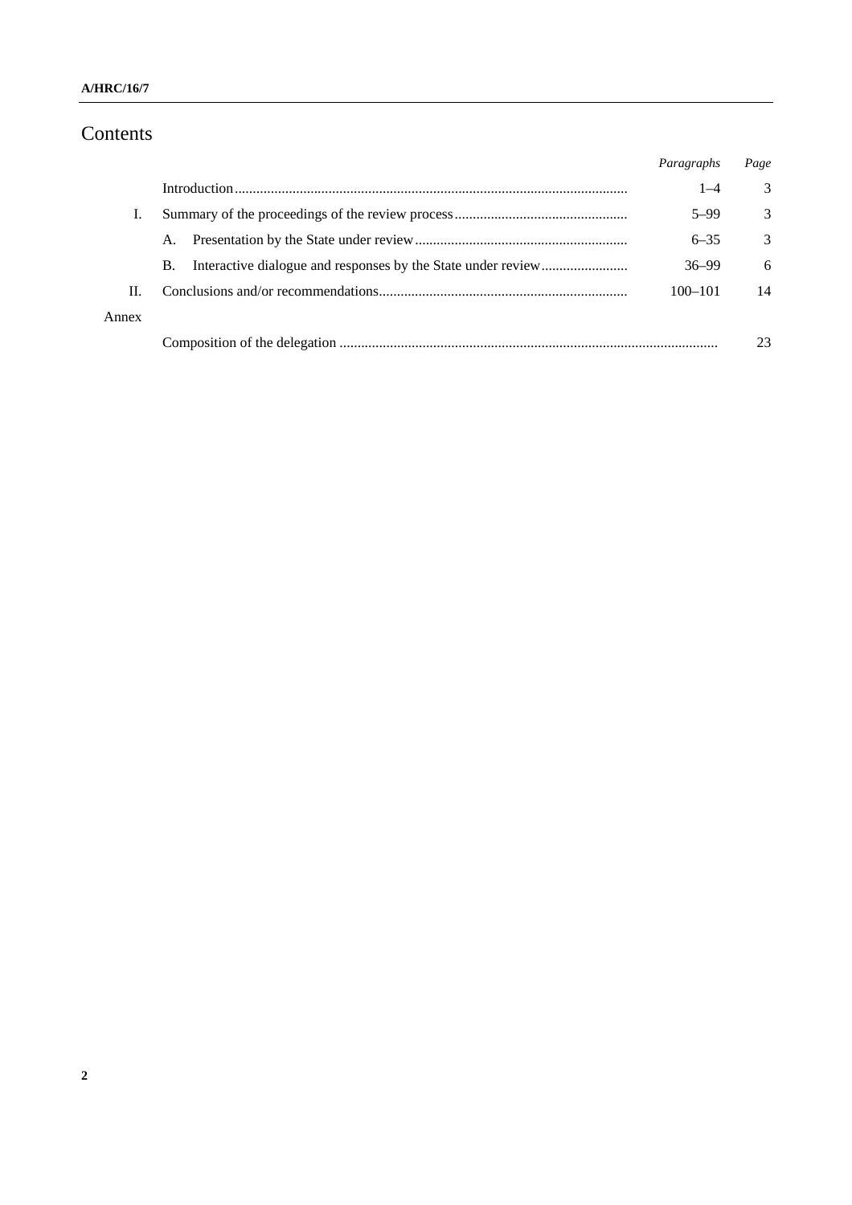# Contents

| | | Paragraphs | Page |
|---|---|---|---|
| | Introduction | 1–4 | 3 |
| I. | Summary of the proceedings of the review process | 5–99 | 3 |
| | A. Presentation by the State under review | 6–35 | 3 |
| | B. Interactive dialogue and responses by the State under review | 36–99 | 6 |
| II. | Conclusions and/or recommendations | 100–101 | 14 |
| Annex | | | |
| | Composition of the delegation | | 23 |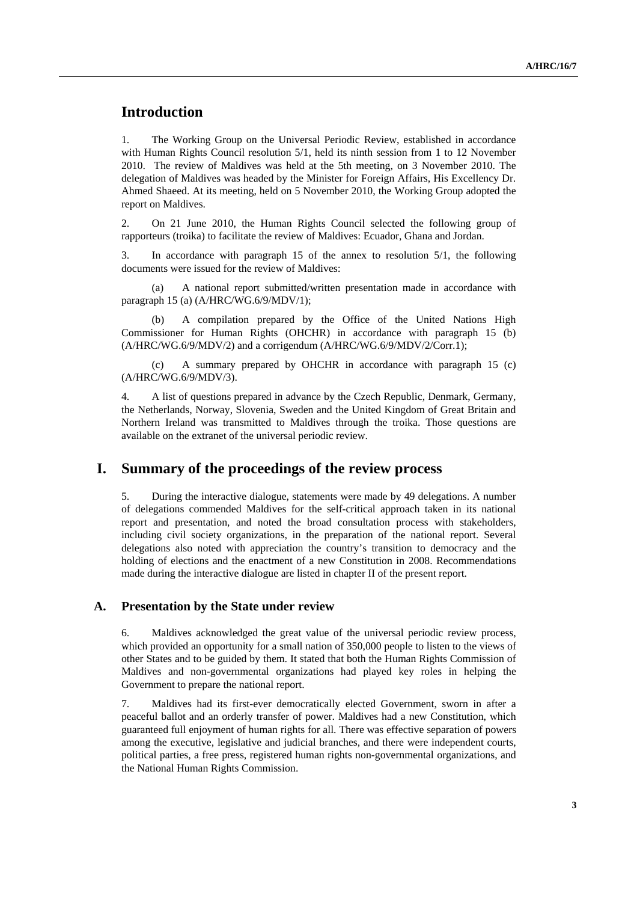# Introduction

1. The Working Group on the Universal Periodic Review, established in accordance with Human Rights Council resolution 5/1, held its ninth session from 1 to 12 November 2010. The review of Maldives was held at the 5th meeting, on 3 November 2010. The delegation of Maldives was headed by the Minister for Foreign Affairs, His Excellency Dr. Ahmed Shaeed. At its meeting, held on 5 November 2010, the Working Group adopted the report on Maldives.

2. On 21 June 2010, the Human Rights Council selected the following group of rapporteurs (troika) to facilitate the review of Maldives: Ecuador, Ghana and Jordan.

3. In accordance with paragraph 15 of the annex to resolution 5/1, the following documents were issued for the review of Maldives:

(a) A national report submitted/written presentation made in accordance with paragraph 15 (a) (A/HRC/WG.6/9/MDV/1);

(b) A compilation prepared by the Office of the United Nations High Commissioner for Human Rights (OHCHR) in accordance with paragraph 15 (b) (A/HRC/WG.6/9/MDV/2) and a corrigendum (A/HRC/WG.6/9/MDV/2/Corr.1);

(c) A summary prepared by OHCHR in accordance with paragraph 15 (c) (A/HRC/WG.6/9/MDV/3).

4. A list of questions prepared in advance by the Czech Republic, Denmark, Germany, the Netherlands, Norway, Slovenia, Sweden and the United Kingdom of Great Britain and Northern Ireland was transmitted to Maldives through the troika. Those questions are available on the extranet of the universal periodic review.

# I. Summary of the proceedings of the review process

5. During the interactive dialogue, statements were made by 49 delegations. A number of delegations commended Maldives for the self-critical approach taken in its national report and presentation, and noted the broad consultation process with stakeholders, including civil society organizations, in the preparation of the national report. Several delegations also noted with appreciation the country's transition to democracy and the holding of elections and the enactment of a new Constitution in 2008. Recommendations made during the interactive dialogue are listed in chapter II of the present report.

## A. Presentation by the State under review

6. Maldives acknowledged the great value of the universal periodic review process, which provided an opportunity for a small nation of 350,000 people to listen to the views of other States and to be guided by them. It stated that both the Human Rights Commission of Maldives and non-governmental organizations had played key roles in helping the Government to prepare the national report.

7. Maldives had its first-ever democratically elected Government, sworn in after a peaceful ballot and an orderly transfer of power. Maldives had a new Constitution, which guaranteed full enjoyment of human rights for all. There was effective separation of powers among the executive, legislative and judicial branches, and there were independent courts, political parties, a free press, registered human rights non-governmental organizations, and the National Human Rights Commission.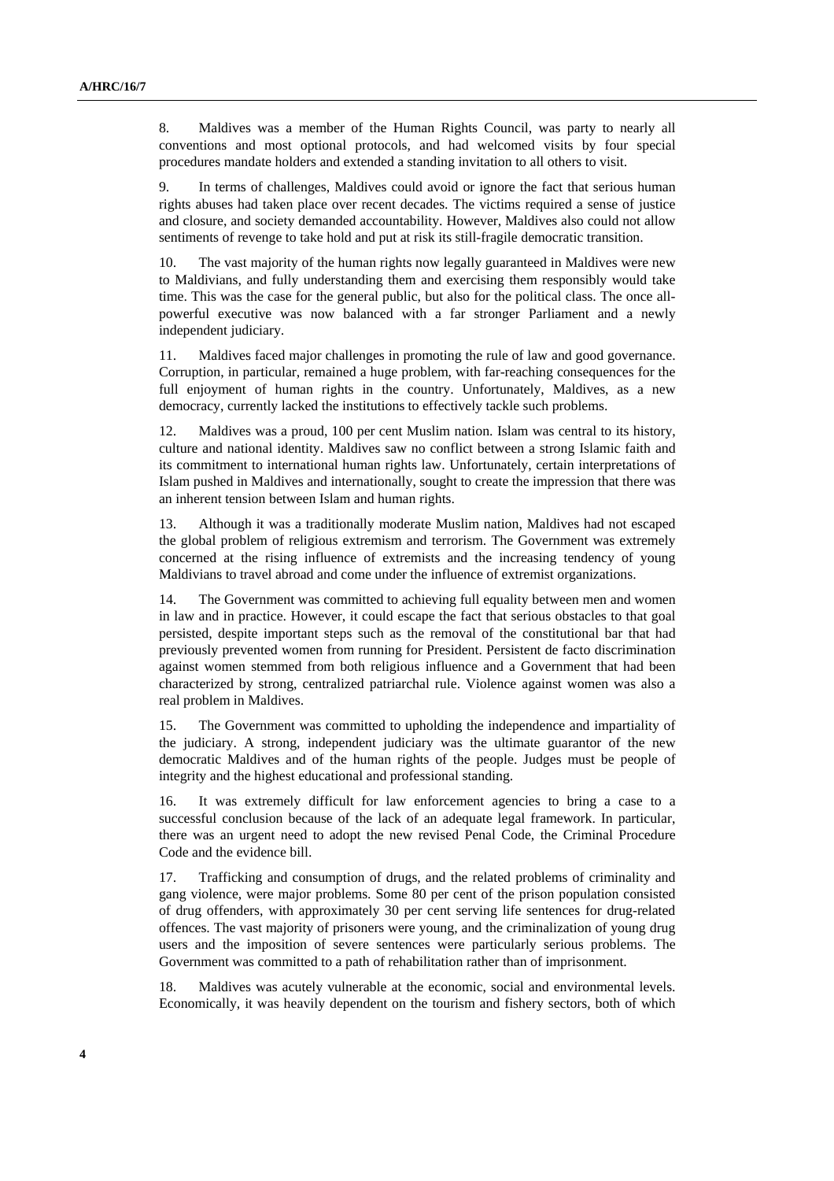8. Maldives was a member of the Human Rights Council, was party to nearly all conventions and most optional protocols, and had welcomed visits by four special procedures mandate holders and extended a standing invitation to all others to visit.

9. In terms of challenges, Maldives could avoid or ignore the fact that serious human rights abuses had taken place over recent decades. The victims required a sense of justice and closure, and society demanded accountability. However, Maldives also could not allow sentiments of revenge to take hold and put at risk its still-fragile democratic transition.

10. The vast majority of the human rights now legally guaranteed in Maldives were new to Maldivians, and fully understanding them and exercising them responsibly would take time. This was the case for the general public, but also for the political class. The once all-powerful executive was now balanced with a far stronger Parliament and a newly independent judiciary.

11. Maldives faced major challenges in promoting the rule of law and good governance. Corruption, in particular, remained a huge problem, with far-reaching consequences for the full enjoyment of human rights in the country. Unfortunately, Maldives, as a new democracy, currently lacked the institutions to effectively tackle such problems.

12. Maldives was a proud, 100 per cent Muslim nation. Islam was central to its history, culture and national identity. Maldives saw no conflict between a strong Islamic faith and its commitment to international human rights law. Unfortunately, certain interpretations of Islam pushed in Maldives and internationally, sought to create the impression that there was an inherent tension between Islam and human rights.

13. Although it was a traditionally moderate Muslim nation, Maldives had not escaped the global problem of religious extremism and terrorism. The Government was extremely concerned at the rising influence of extremists and the increasing tendency of young Maldivians to travel abroad and come under the influence of extremist organizations.

14. The Government was committed to achieving full equality between men and women in law and in practice. However, it could escape the fact that serious obstacles to that goal persisted, despite important steps such as the removal of the constitutional bar that had previously prevented women from running for President. Persistent de facto discrimination against women stemmed from both religious influence and a Government that had been characterized by strong, centralized patriarchal rule. Violence against women was also a real problem in Maldives.

15. The Government was committed to upholding the independence and impartiality of the judiciary. A strong, independent judiciary was the ultimate guarantor of the new democratic Maldives and of the human rights of the people. Judges must be people of integrity and the highest educational and professional standing.

16. It was extremely difficult for law enforcement agencies to bring a case to a successful conclusion because of the lack of an adequate legal framework. In particular, there was an urgent need to adopt the new revised Penal Code, the Criminal Procedure Code and the evidence bill.

17. Trafficking and consumption of drugs, and the related problems of criminality and gang violence, were major problems. Some 80 per cent of the prison population consisted of drug offenders, with approximately 30 per cent serving life sentences for drug-related offences. The vast majority of prisoners were young, and the criminalization of young drug users and the imposition of severe sentences were particularly serious problems. The Government was committed to a path of rehabilitation rather than of imprisonment.

18. Maldives was acutely vulnerable at the economic, social and environmental levels. Economically, it was heavily dependent on the tourism and fishery sectors, both of which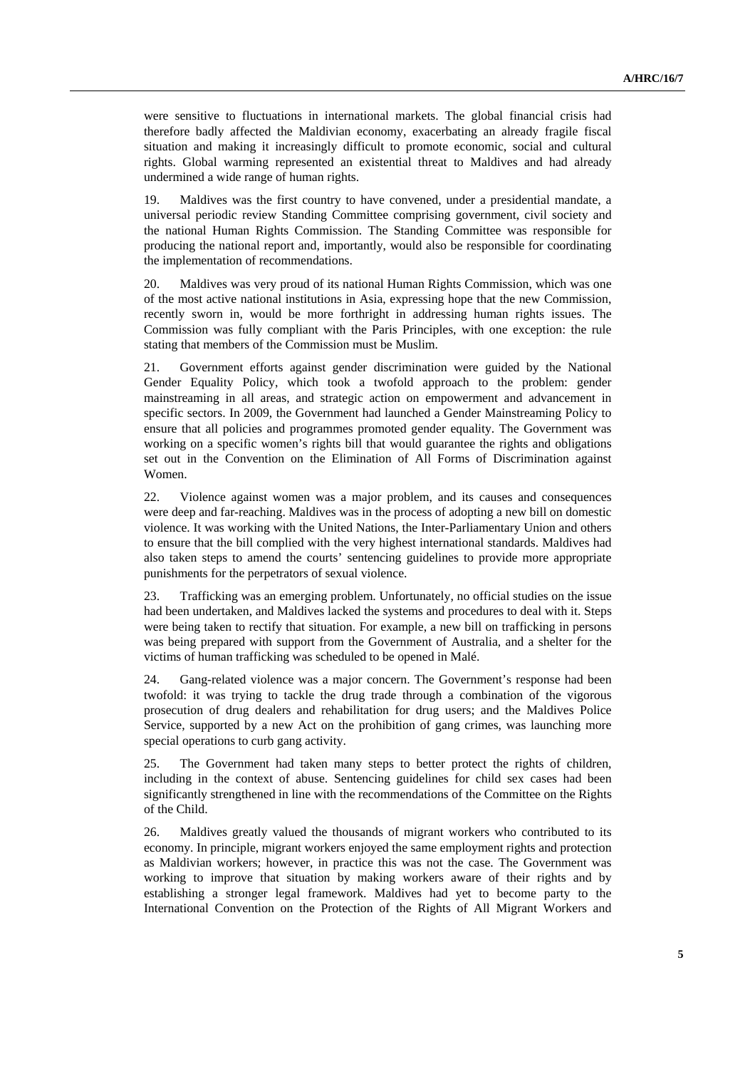were sensitive to fluctuations in international markets. The global financial crisis had therefore badly affected the Maldivian economy, exacerbating an already fragile fiscal situation and making it increasingly difficult to promote economic, social and cultural rights. Global warming represented an existential threat to Maldives and had already undermined a wide range of human rights.

19. Maldives was the first country to have convened, under a presidential mandate, a universal periodic review Standing Committee comprising government, civil society and the national Human Rights Commission. The Standing Committee was responsible for producing the national report and, importantly, would also be responsible for coordinating the implementation of recommendations.

20. Maldives was very proud of its national Human Rights Commission, which was one of the most active national institutions in Asia, expressing hope that the new Commission, recently sworn in, would be more forthright in addressing human rights issues. The Commission was fully compliant with the Paris Principles, with one exception: the rule stating that members of the Commission must be Muslim.

21. Government efforts against gender discrimination were guided by the National Gender Equality Policy, which took a twofold approach to the problem: gender mainstreaming in all areas, and strategic action on empowerment and advancement in specific sectors. In 2009, the Government had launched a Gender Mainstreaming Policy to ensure that all policies and programmes promoted gender equality. The Government was working on a specific women's rights bill that would guarantee the rights and obligations set out in the Convention on the Elimination of All Forms of Discrimination against Women.

22. Violence against women was a major problem, and its causes and consequences were deep and far-reaching. Maldives was in the process of adopting a new bill on domestic violence. It was working with the United Nations, the Inter-Parliamentary Union and others to ensure that the bill complied with the very highest international standards. Maldives had also taken steps to amend the courts' sentencing guidelines to provide more appropriate punishments for the perpetrators of sexual violence.

23. Trafficking was an emerging problem. Unfortunately, no official studies on the issue had been undertaken, and Maldives lacked the systems and procedures to deal with it. Steps were being taken to rectify that situation. For example, a new bill on trafficking in persons was being prepared with support from the Government of Australia, and a shelter for the victims of human trafficking was scheduled to be opened in Malé.

24. Gang-related violence was a major concern. The Government's response had been twofold: it was trying to tackle the drug trade through a combination of the vigorous prosecution of drug dealers and rehabilitation for drug users; and the Maldives Police Service, supported by a new Act on the prohibition of gang crimes, was launching more special operations to curb gang activity.

25. The Government had taken many steps to better protect the rights of children, including in the context of abuse. Sentencing guidelines for child sex cases had been significantly strengthened in line with the recommendations of the Committee on the Rights of the Child.

26. Maldives greatly valued the thousands of migrant workers who contributed to its economy. In principle, migrant workers enjoyed the same employment rights and protection as Maldivian workers; however, in practice this was not the case. The Government was working to improve that situation by making workers aware of their rights and by establishing a stronger legal framework. Maldives had yet to become party to the International Convention on the Protection of the Rights of All Migrant Workers and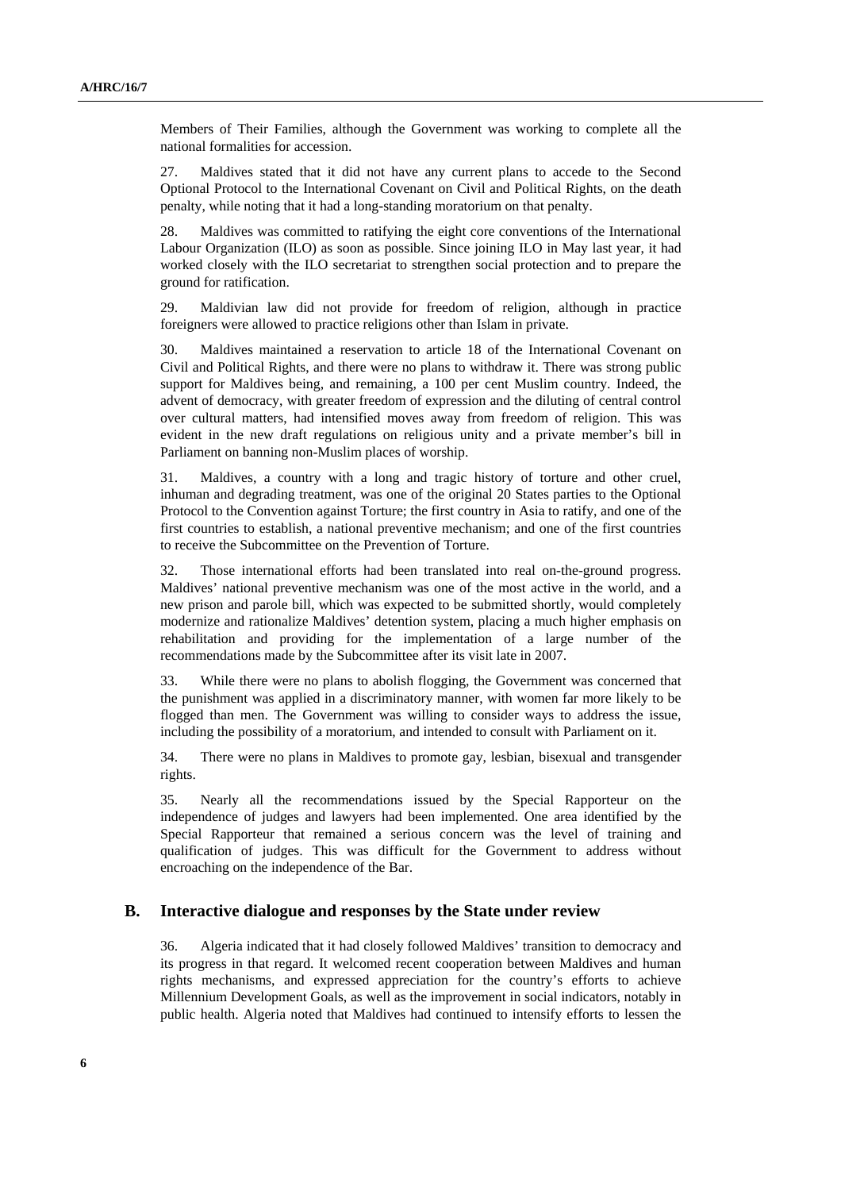Members of Their Families, although the Government was working to complete all the national formalities for accession.

27. Maldives stated that it did not have any current plans to accede to the Second Optional Protocol to the International Covenant on Civil and Political Rights, on the death penalty, while noting that it had a long-standing moratorium on that penalty.

28. Maldives was committed to ratifying the eight core conventions of the International Labour Organization (ILO) as soon as possible. Since joining ILO in May last year, it had worked closely with the ILO secretariat to strengthen social protection and to prepare the ground for ratification.

29. Maldivian law did not provide for freedom of religion, although in practice foreigners were allowed to practice religions other than Islam in private.

30. Maldives maintained a reservation to article 18 of the International Covenant on Civil and Political Rights, and there were no plans to withdraw it. There was strong public support for Maldives being, and remaining, a 100 per cent Muslim country. Indeed, the advent of democracy, with greater freedom of expression and the diluting of central control over cultural matters, had intensified moves away from freedom of religion. This was evident in the new draft regulations on religious unity and a private member's bill in Parliament on banning non-Muslim places of worship.

31. Maldives, a country with a long and tragic history of torture and other cruel, inhuman and degrading treatment, was one of the original 20 States parties to the Optional Protocol to the Convention against Torture; the first country in Asia to ratify, and one of the first countries to establish, a national preventive mechanism; and one of the first countries to receive the Subcommittee on the Prevention of Torture.

32. Those international efforts had been translated into real on-the-ground progress. Maldives' national preventive mechanism was one of the most active in the world, and a new prison and parole bill, which was expected to be submitted shortly, would completely modernize and rationalize Maldives' detention system, placing a much higher emphasis on rehabilitation and providing for the implementation of a large number of the recommendations made by the Subcommittee after its visit late in 2007.

33. While there were no plans to abolish flogging, the Government was concerned that the punishment was applied in a discriminatory manner, with women far more likely to be flogged than men. The Government was willing to consider ways to address the issue, including the possibility of a moratorium, and intended to consult with Parliament on it.

34. There were no plans in Maldives to promote gay, lesbian, bisexual and transgender rights.

35. Nearly all the recommendations issued by the Special Rapporteur on the independence of judges and lawyers had been implemented. One area identified by the Special Rapporteur that remained a serious concern was the level of training and qualification of judges. This was difficult for the Government to address without encroaching on the independence of the Bar.

## B. Interactive dialogue and responses by the State under review

36. Algeria indicated that it had closely followed Maldives' transition to democracy and its progress in that regard. It welcomed recent cooperation between Maldives and human rights mechanisms, and expressed appreciation for the country's efforts to achieve Millennium Development Goals, as well as the improvement in social indicators, notably in public health. Algeria noted that Maldives had continued to intensify efforts to lessen the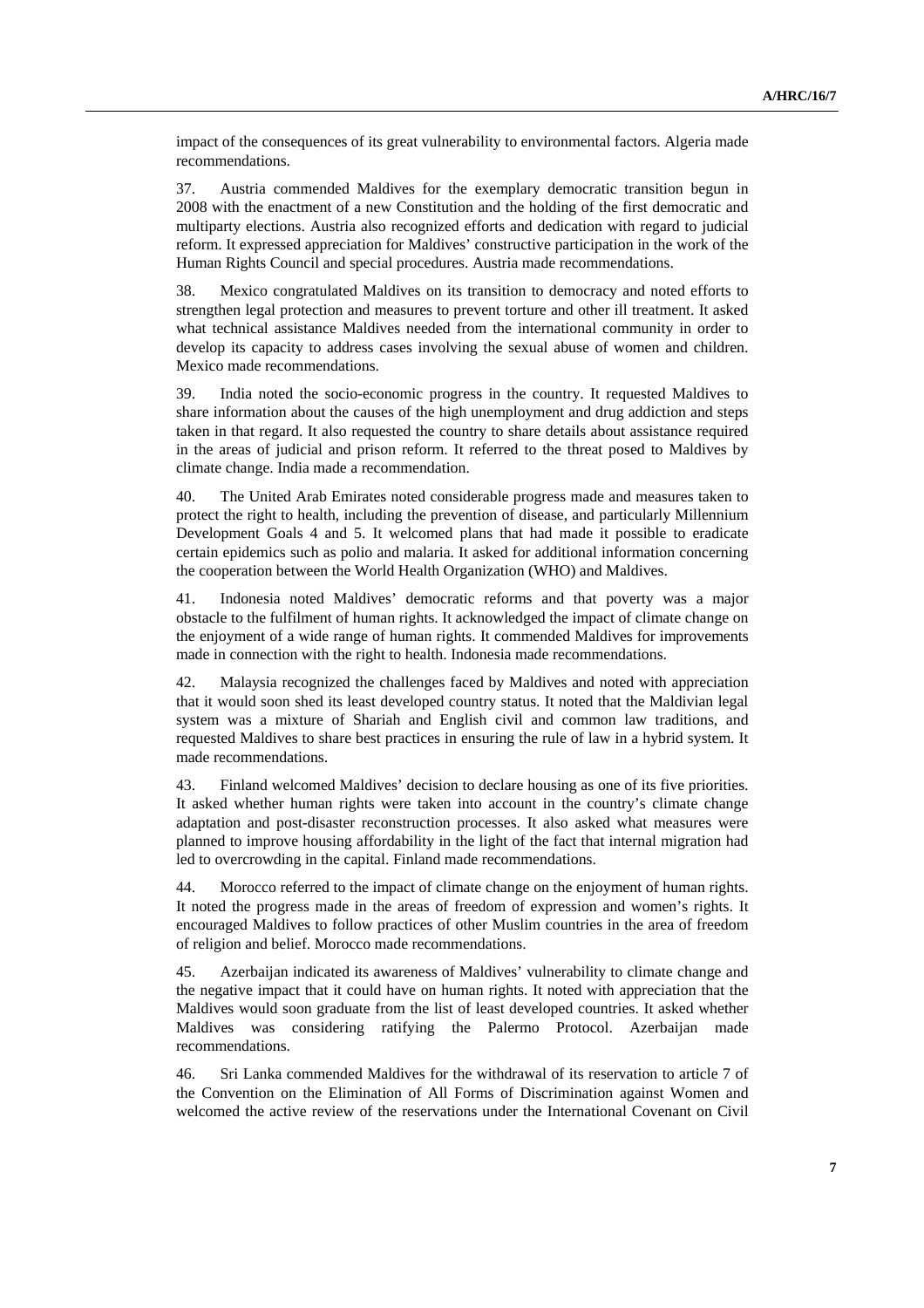impact of the consequences of its great vulnerability to environmental factors. Algeria made recommendations.

37. Austria commended Maldives for the exemplary democratic transition begun in 2008 with the enactment of a new Constitution and the holding of the first democratic and multiparty elections. Austria also recognized efforts and dedication with regard to judicial reform. It expressed appreciation for Maldives' constructive participation in the work of the Human Rights Council and special procedures. Austria made recommendations.

38. Mexico congratulated Maldives on its transition to democracy and noted efforts to strengthen legal protection and measures to prevent torture and other ill treatment. It asked what technical assistance Maldives needed from the international community in order to develop its capacity to address cases involving the sexual abuse of women and children. Mexico made recommendations.

39. India noted the socio-economic progress in the country. It requested Maldives to share information about the causes of the high unemployment and drug addiction and steps taken in that regard. It also requested the country to share details about assistance required in the areas of judicial and prison reform. It referred to the threat posed to Maldives by climate change. India made a recommendation.

40. The United Arab Emirates noted considerable progress made and measures taken to protect the right to health, including the prevention of disease, and particularly Millennium Development Goals 4 and 5. It welcomed plans that had made it possible to eradicate certain epidemics such as polio and malaria. It asked for additional information concerning the cooperation between the World Health Organization (WHO) and Maldives.

41. Indonesia noted Maldives' democratic reforms and that poverty was a major obstacle to the fulfilment of human rights. It acknowledged the impact of climate change on the enjoyment of a wide range of human rights. It commended Maldives for improvements made in connection with the right to health. Indonesia made recommendations.

42. Malaysia recognized the challenges faced by Maldives and noted with appreciation that it would soon shed its least developed country status. It noted that the Maldivian legal system was a mixture of Shariah and English civil and common law traditions, and requested Maldives to share best practices in ensuring the rule of law in a hybrid system. It made recommendations.

43. Finland welcomed Maldives' decision to declare housing as one of its five priorities. It asked whether human rights were taken into account in the country's climate change adaptation and post-disaster reconstruction processes. It also asked what measures were planned to improve housing affordability in the light of the fact that internal migration had led to overcrowding in the capital. Finland made recommendations.

44. Morocco referred to the impact of climate change on the enjoyment of human rights. It noted the progress made in the areas of freedom of expression and women's rights. It encouraged Maldives to follow practices of other Muslim countries in the area of freedom of religion and belief. Morocco made recommendations.

45. Azerbaijan indicated its awareness of Maldives' vulnerability to climate change and the negative impact that it could have on human rights. It noted with appreciation that the Maldives would soon graduate from the list of least developed countries. It asked whether Maldives was considering ratifying the Palermo Protocol. Azerbaijan made recommendations.

46. Sri Lanka commended Maldives for the withdrawal of its reservation to article 7 of the Convention on the Elimination of All Forms of Discrimination against Women and welcomed the active review of the reservations under the International Covenant on Civil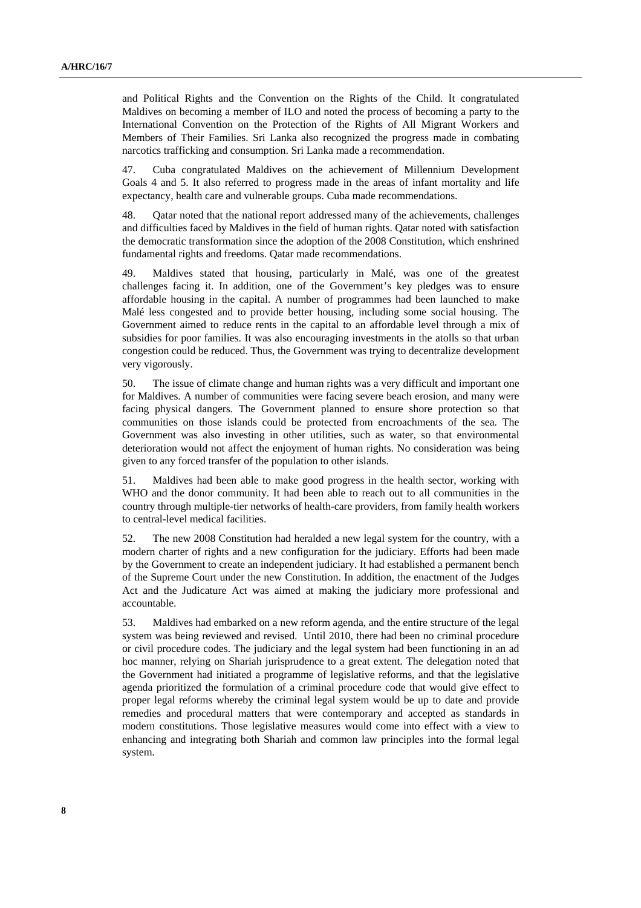and Political Rights and the Convention on the Rights of the Child. It congratulated Maldives on becoming a member of ILO and noted the process of becoming a party to the International Convention on the Protection of the Rights of All Migrant Workers and Members of Their Families. Sri Lanka also recognized the progress made in combating narcotics trafficking and consumption. Sri Lanka made a recommendation.

47. Cuba congratulated Maldives on the achievement of Millennium Development Goals 4 and 5. It also referred to progress made in the areas of infant mortality and life expectancy, health care and vulnerable groups. Cuba made recommendations.

48. Qatar noted that the national report addressed many of the achievements, challenges and difficulties faced by Maldives in the field of human rights. Qatar noted with satisfaction the democratic transformation since the adoption of the 2008 Constitution, which enshrined fundamental rights and freedoms. Qatar made recommendations.

49. Maldives stated that housing, particularly in Malé, was one of the greatest challenges facing it. In addition, one of the Government's key pledges was to ensure affordable housing in the capital. A number of programmes had been launched to make Malé less congested and to provide better housing, including some social housing. The Government aimed to reduce rents in the capital to an affordable level through a mix of subsidies for poor families. It was also encouraging investments in the atolls so that urban congestion could be reduced. Thus, the Government was trying to decentralize development very vigorously.

50. The issue of climate change and human rights was a very difficult and important one for Maldives. A number of communities were facing severe beach erosion, and many were facing physical dangers. The Government planned to ensure shore protection so that communities on those islands could be protected from encroachments of the sea. The Government was also investing in other utilities, such as water, so that environmental deterioration would not affect the enjoyment of human rights. No consideration was being given to any forced transfer of the population to other islands.

51. Maldives had been able to make good progress in the health sector, working with WHO and the donor community. It had been able to reach out to all communities in the country through multiple-tier networks of health-care providers, from family health workers to central-level medical facilities.

52. The new 2008 Constitution had heralded a new legal system for the country, with a modern charter of rights and a new configuration for the judiciary. Efforts had been made by the Government to create an independent judiciary. It had established a permanent bench of the Supreme Court under the new Constitution. In addition, the enactment of the Judges Act and the Judicature Act was aimed at making the judiciary more professional and accountable.

53. Maldives had embarked on a new reform agenda, and the entire structure of the legal system was being reviewed and revised. Until 2010, there had been no criminal procedure or civil procedure codes. The judiciary and the legal system had been functioning in an ad hoc manner, relying on Shariah jurisprudence to a great extent. The delegation noted that the Government had initiated a programme of legislative reforms, and that the legislative agenda prioritized the formulation of a criminal procedure code that would give effect to proper legal reforms whereby the criminal legal system would be up to date and provide remedies and procedural matters that were contemporary and accepted as standards in modern constitutions. Those legislative measures would come into effect with a view to enhancing and integrating both Shariah and common law principles into the formal legal system.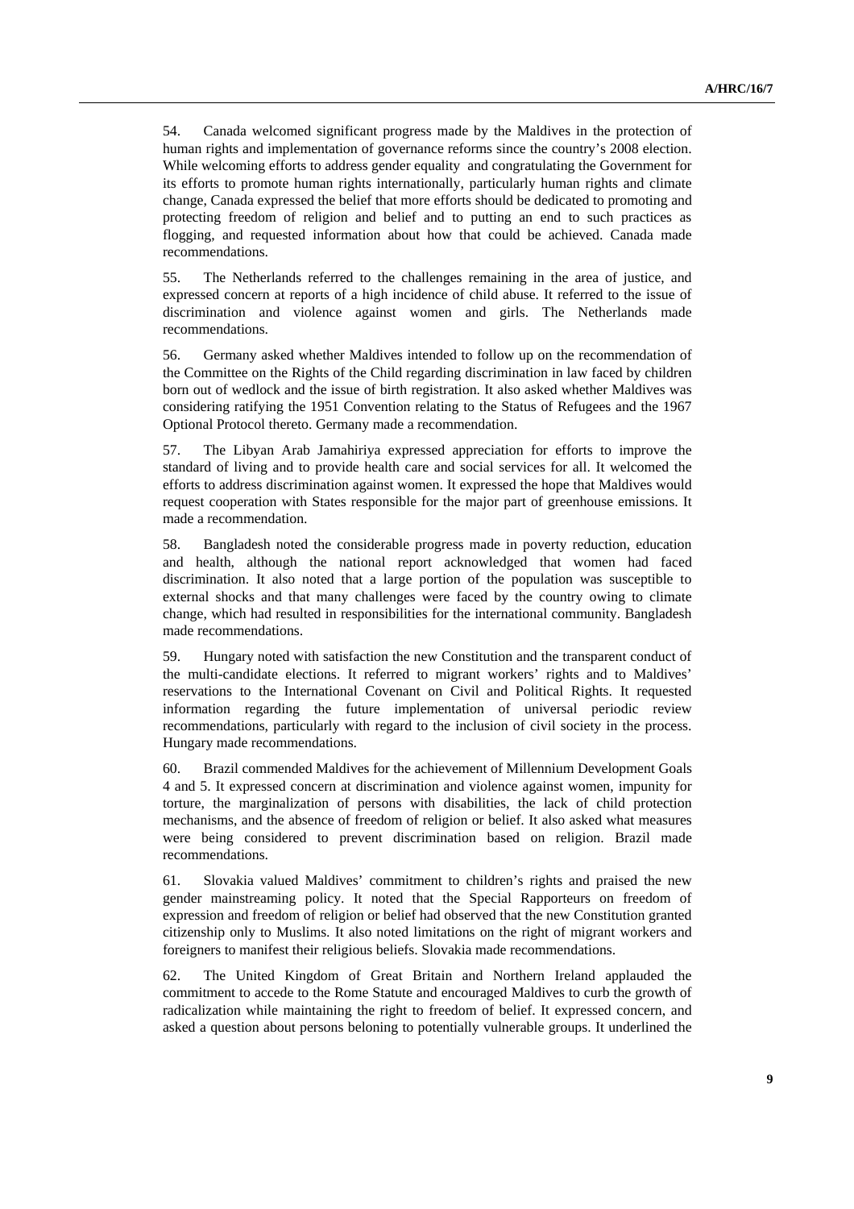54. Canada welcomed significant progress made by the Maldives in the protection of human rights and implementation of governance reforms since the country's 2008 election. While welcoming efforts to address gender equality and congratulating the Government for its efforts to promote human rights internationally, particularly human rights and climate change, Canada expressed the belief that more efforts should be dedicated to promoting and protecting freedom of religion and belief and to putting an end to such practices as flogging, and requested information about how that could be achieved. Canada made recommendations.

55. The Netherlands referred to the challenges remaining in the area of justice, and expressed concern at reports of a high incidence of child abuse. It referred to the issue of discrimination and violence against women and girls. The Netherlands made recommendations.

56. Germany asked whether Maldives intended to follow up on the recommendation of the Committee on the Rights of the Child regarding discrimination in law faced by children born out of wedlock and the issue of birth registration. It also asked whether Maldives was considering ratifying the 1951 Convention relating to the Status of Refugees and the 1967 Optional Protocol thereto. Germany made a recommendation.

57. The Libyan Arab Jamahiriya expressed appreciation for efforts to improve the standard of living and to provide health care and social services for all. It welcomed the efforts to address discrimination against women. It expressed the hope that Maldives would request cooperation with States responsible for the major part of greenhouse emissions. It made a recommendation.

58. Bangladesh noted the considerable progress made in poverty reduction, education and health, although the national report acknowledged that women had faced discrimination. It also noted that a large portion of the population was susceptible to external shocks and that many challenges were faced by the country owing to climate change, which had resulted in responsibilities for the international community. Bangladesh made recommendations.

59. Hungary noted with satisfaction the new Constitution and the transparent conduct of the multi-candidate elections. It referred to migrant workers' rights and to Maldives' reservations to the International Covenant on Civil and Political Rights. It requested information regarding the future implementation of universal periodic review recommendations, particularly with regard to the inclusion of civil society in the process. Hungary made recommendations.

60. Brazil commended Maldives for the achievement of Millennium Development Goals 4 and 5. It expressed concern at discrimination and violence against women, impunity for torture, the marginalization of persons with disabilities, the lack of child protection mechanisms, and the absence of freedom of religion or belief. It also asked what measures were being considered to prevent discrimination based on religion. Brazil made recommendations.

61. Slovakia valued Maldives' commitment to children's rights and praised the new gender mainstreaming policy. It noted that the Special Rapporteurs on freedom of expression and freedom of religion or belief had observed that the new Constitution granted citizenship only to Muslims. It also noted limitations on the right of migrant workers and foreigners to manifest their religious beliefs. Slovakia made recommendations.

62. The United Kingdom of Great Britain and Northern Ireland applauded the commitment to accede to the Rome Statute and encouraged Maldives to curb the growth of radicalization while maintaining the right to freedom of belief. It expressed concern, and asked a question about persons beloning to potentially vulnerable groups. It underlined the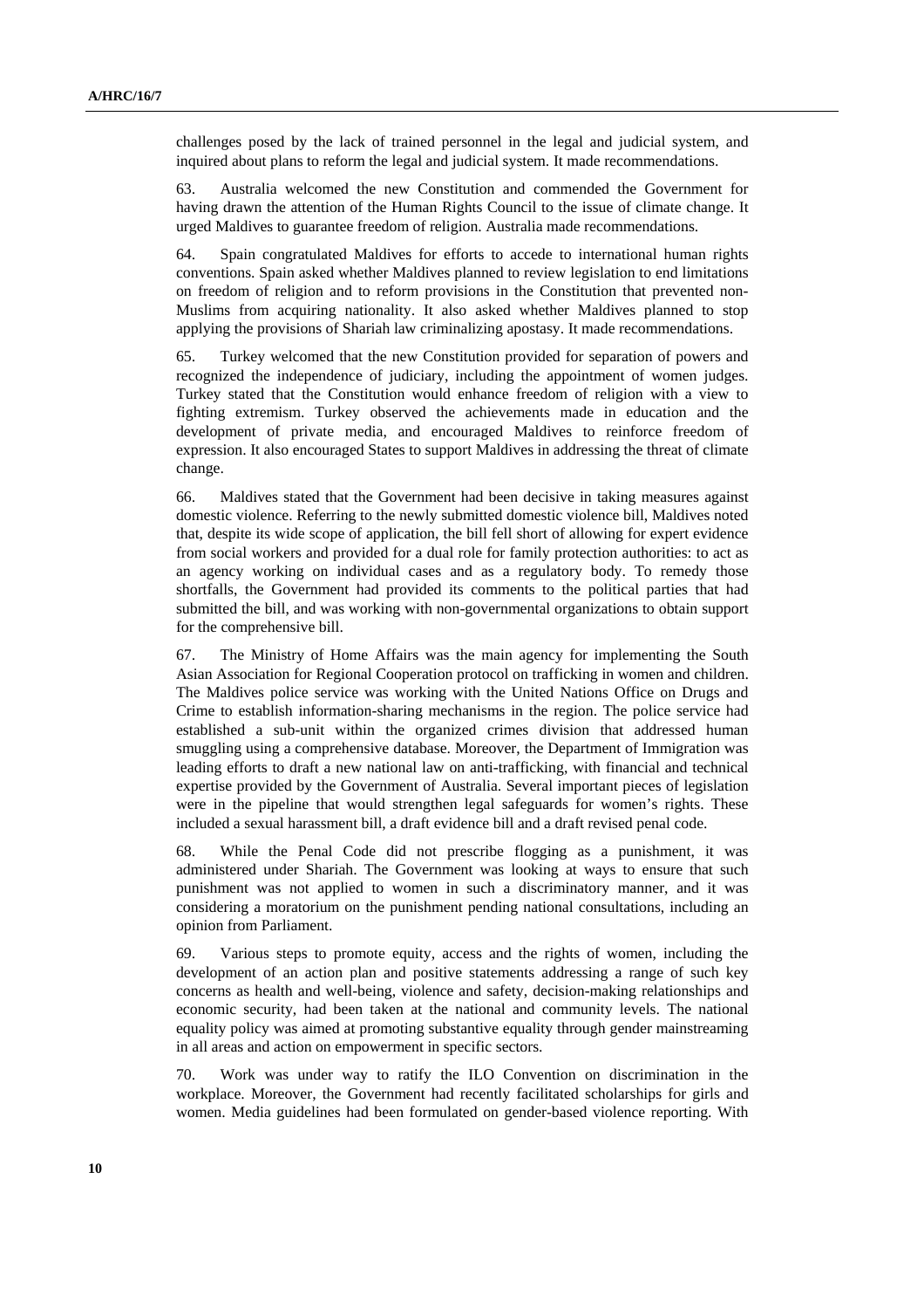challenges posed by the lack of trained personnel in the legal and judicial system, and inquired about plans to reform the legal and judicial system. It made recommendations.

63. Australia welcomed the new Constitution and commended the Government for having drawn the attention of the Human Rights Council to the issue of climate change. It urged Maldives to guarantee freedom of religion. Australia made recommendations.

64. Spain congratulated Maldives for efforts to accede to international human rights conventions. Spain asked whether Maldives planned to review legislation to end limitations on freedom of religion and to reform provisions in the Constitution that prevented non-Muslims from acquiring nationality. It also asked whether Maldives planned to stop applying the provisions of Shariah law criminalizing apostasy. It made recommendations.

65. Turkey welcomed that the new Constitution provided for separation of powers and recognized the independence of judiciary, including the appointment of women judges. Turkey stated that the Constitution would enhance freedom of religion with a view to fighting extremism. Turkey observed the achievements made in education and the development of private media, and encouraged Maldives to reinforce freedom of expression. It also encouraged States to support Maldives in addressing the threat of climate change.

66. Maldives stated that the Government had been decisive in taking measures against domestic violence. Referring to the newly submitted domestic violence bill, Maldives noted that, despite its wide scope of application, the bill fell short of allowing for expert evidence from social workers and provided for a dual role for family protection authorities: to act as an agency working on individual cases and as a regulatory body. To remedy those shortfalls, the Government had provided its comments to the political parties that had submitted the bill, and was working with non-governmental organizations to obtain support for the comprehensive bill.

67. The Ministry of Home Affairs was the main agency for implementing the South Asian Association for Regional Cooperation protocol on trafficking in women and children. The Maldives police service was working with the United Nations Office on Drugs and Crime to establish information-sharing mechanisms in the region. The police service had established a sub-unit within the organized crimes division that addressed human smuggling using a comprehensive database. Moreover, the Department of Immigration was leading efforts to draft a new national law on anti-trafficking, with financial and technical expertise provided by the Government of Australia. Several important pieces of legislation were in the pipeline that would strengthen legal safeguards for women's rights. These included a sexual harassment bill, a draft evidence bill and a draft revised penal code.

68. While the Penal Code did not prescribe flogging as a punishment, it was administered under Shariah. The Government was looking at ways to ensure that such punishment was not applied to women in such a discriminatory manner, and it was considering a moratorium on the punishment pending national consultations, including an opinion from Parliament.

69. Various steps to promote equity, access and the rights of women, including the development of an action plan and positive statements addressing a range of such key concerns as health and well-being, violence and safety, decision-making relationships and economic security, had been taken at the national and community levels. The national equality policy was aimed at promoting substantive equality through gender mainstreaming in all areas and action on empowerment in specific sectors.

70. Work was under way to ratify the ILO Convention on discrimination in the workplace. Moreover, the Government had recently facilitated scholarships for girls and women. Media guidelines had been formulated on gender-based violence reporting. With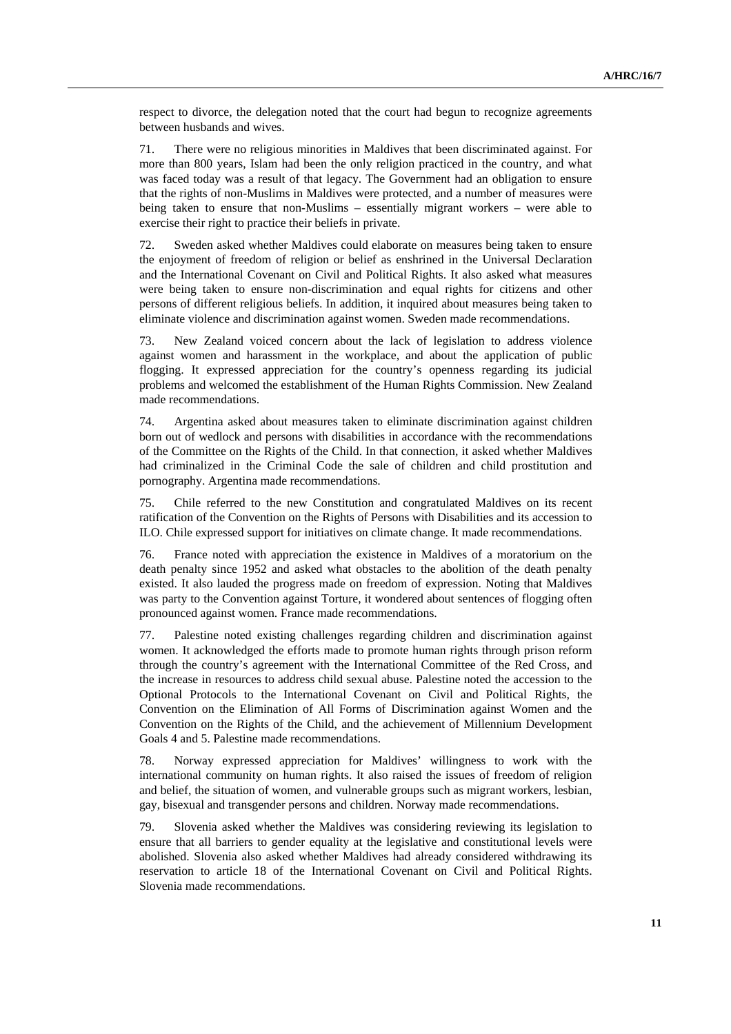respect to divorce, the delegation noted that the court had begun to recognize agreements between husbands and wives.

71. There were no religious minorities in Maldives that been discriminated against. For more than 800 years, Islam had been the only religion practiced in the country, and what was faced today was a result of that legacy. The Government had an obligation to ensure that the rights of non-Muslims in Maldives were protected, and a number of measures were being taken to ensure that non-Muslims – essentially migrant workers – were able to exercise their right to practice their beliefs in private.

72. Sweden asked whether Maldives could elaborate on measures being taken to ensure the enjoyment of freedom of religion or belief as enshrined in the Universal Declaration and the International Covenant on Civil and Political Rights. It also asked what measures were being taken to ensure non-discrimination and equal rights for citizens and other persons of different religious beliefs. In addition, it inquired about measures being taken to eliminate violence and discrimination against women. Sweden made recommendations.

73. New Zealand voiced concern about the lack of legislation to address violence against women and harassment in the workplace, and about the application of public flogging. It expressed appreciation for the country's openness regarding its judicial problems and welcomed the establishment of the Human Rights Commission. New Zealand made recommendations.

74. Argentina asked about measures taken to eliminate discrimination against children born out of wedlock and persons with disabilities in accordance with the recommendations of the Committee on the Rights of the Child. In that connection, it asked whether Maldives had criminalized in the Criminal Code the sale of children and child prostitution and pornography. Argentina made recommendations.

75. Chile referred to the new Constitution and congratulated Maldives on its recent ratification of the Convention on the Rights of Persons with Disabilities and its accession to ILO. Chile expressed support for initiatives on climate change. It made recommendations.

76. France noted with appreciation the existence in Maldives of a moratorium on the death penalty since 1952 and asked what obstacles to the abolition of the death penalty existed. It also lauded the progress made on freedom of expression. Noting that Maldives was party to the Convention against Torture, it wondered about sentences of flogging often pronounced against women. France made recommendations.

77. Palestine noted existing challenges regarding children and discrimination against women. It acknowledged the efforts made to promote human rights through prison reform through the country's agreement with the International Committee of the Red Cross, and the increase in resources to address child sexual abuse. Palestine noted the accession to the Optional Protocols to the International Covenant on Civil and Political Rights, the Convention on the Elimination of All Forms of Discrimination against Women and the Convention on the Rights of the Child, and the achievement of Millennium Development Goals 4 and 5. Palestine made recommendations.

78. Norway expressed appreciation for Maldives' willingness to work with the international community on human rights. It also raised the issues of freedom of religion and belief, the situation of women, and vulnerable groups such as migrant workers, lesbian, gay, bisexual and transgender persons and children. Norway made recommendations.

79. Slovenia asked whether the Maldives was considering reviewing its legislation to ensure that all barriers to gender equality at the legislative and constitutional levels were abolished. Slovenia also asked whether Maldives had already considered withdrawing its reservation to article 18 of the International Covenant on Civil and Political Rights. Slovenia made recommendations.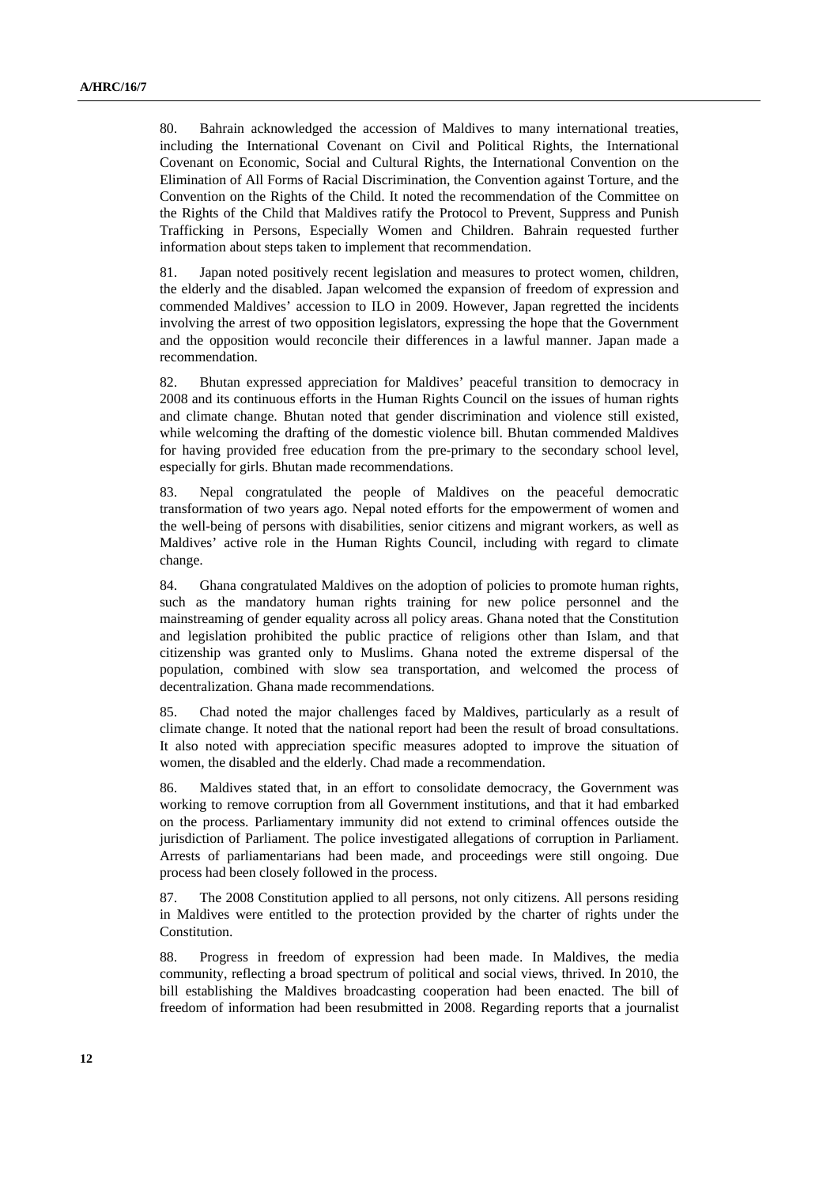80. Bahrain acknowledged the accession of Maldives to many international treaties, including the International Covenant on Civil and Political Rights, the International Covenant on Economic, Social and Cultural Rights, the International Convention on the Elimination of All Forms of Racial Discrimination, the Convention against Torture, and the Convention on the Rights of the Child. It noted the recommendation of the Committee on the Rights of the Child that Maldives ratify the Protocol to Prevent, Suppress and Punish Trafficking in Persons, Especially Women and Children. Bahrain requested further information about steps taken to implement that recommendation.

81. Japan noted positively recent legislation and measures to protect women, children, the elderly and the disabled. Japan welcomed the expansion of freedom of expression and commended Maldives' accession to ILO in 2009. However, Japan regretted the incidents involving the arrest of two opposition legislators, expressing the hope that the Government and the opposition would reconcile their differences in a lawful manner. Japan made a recommendation.

82. Bhutan expressed appreciation for Maldives' peaceful transition to democracy in 2008 and its continuous efforts in the Human Rights Council on the issues of human rights and climate change. Bhutan noted that gender discrimination and violence still existed, while welcoming the drafting of the domestic violence bill. Bhutan commended Maldives for having provided free education from the pre-primary to the secondary school level, especially for girls. Bhutan made recommendations.

83. Nepal congratulated the people of Maldives on the peaceful democratic transformation of two years ago. Nepal noted efforts for the empowerment of women and the well-being of persons with disabilities, senior citizens and migrant workers, as well as Maldives' active role in the Human Rights Council, including with regard to climate change.

84. Ghana congratulated Maldives on the adoption of policies to promote human rights, such as the mandatory human rights training for new police personnel and the mainstreaming of gender equality across all policy areas. Ghana noted that the Constitution and legislation prohibited the public practice of religions other than Islam, and that citizenship was granted only to Muslims. Ghana noted the extreme dispersal of the population, combined with slow sea transportation, and welcomed the process of decentralization. Ghana made recommendations.

85. Chad noted the major challenges faced by Maldives, particularly as a result of climate change. It noted that the national report had been the result of broad consultations. It also noted with appreciation specific measures adopted to improve the situation of women, the disabled and the elderly. Chad made a recommendation.

86. Maldives stated that, in an effort to consolidate democracy, the Government was working to remove corruption from all Government institutions, and that it had embarked on the process. Parliamentary immunity did not extend to criminal offences outside the jurisdiction of Parliament. The police investigated allegations of corruption in Parliament. Arrests of parliamentarians had been made, and proceedings were still ongoing. Due process had been closely followed in the process.

87. The 2008 Constitution applied to all persons, not only citizens. All persons residing in Maldives were entitled to the protection provided by the charter of rights under the Constitution.

88. Progress in freedom of expression had been made. In Maldives, the media community, reflecting a broad spectrum of political and social views, thrived. In 2010, the bill establishing the Maldives broadcasting cooperation had been enacted. The bill of freedom of information had been resubmitted in 2008. Regarding reports that a journalist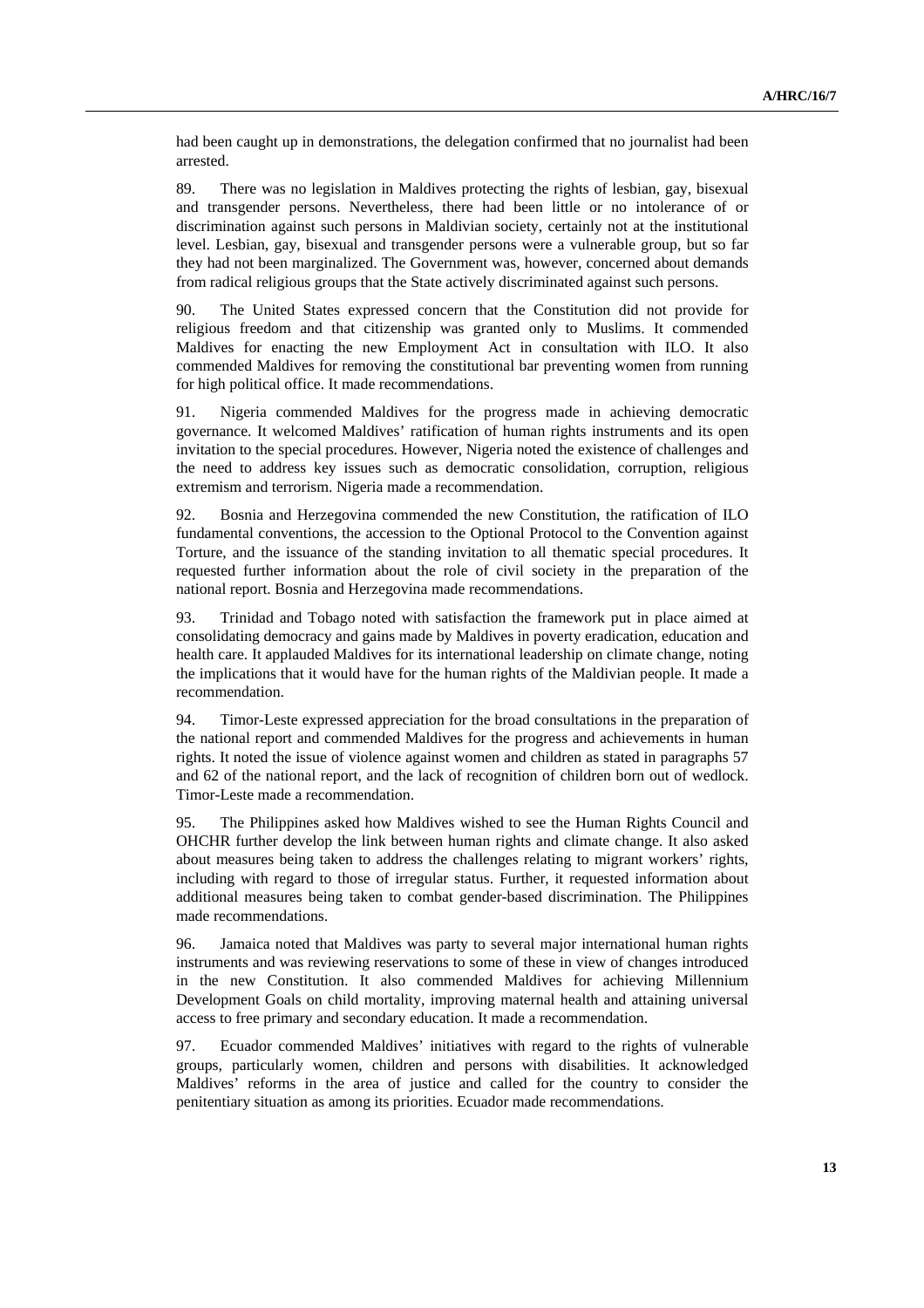had been caught up in demonstrations, the delegation confirmed that no journalist had been arrested.

89. There was no legislation in Maldives protecting the rights of lesbian, gay, bisexual and transgender persons. Nevertheless, there had been little or no intolerance of or discrimination against such persons in Maldivian society, certainly not at the institutional level. Lesbian, gay, bisexual and transgender persons were a vulnerable group, but so far they had not been marginalized. The Government was, however, concerned about demands from radical religious groups that the State actively discriminated against such persons.

90. The United States expressed concern that the Constitution did not provide for religious freedom and that citizenship was granted only to Muslims. It commended Maldives for enacting the new Employment Act in consultation with ILO. It also commended Maldives for removing the constitutional bar preventing women from running for high political office. It made recommendations.

91. Nigeria commended Maldives for the progress made in achieving democratic governance. It welcomed Maldives' ratification of human rights instruments and its open invitation to the special procedures. However, Nigeria noted the existence of challenges and the need to address key issues such as democratic consolidation, corruption, religious extremism and terrorism. Nigeria made a recommendation.

92. Bosnia and Herzegovina commended the new Constitution, the ratification of ILO fundamental conventions, the accession to the Optional Protocol to the Convention against Torture, and the issuance of the standing invitation to all thematic special procedures. It requested further information about the role of civil society in the preparation of the national report. Bosnia and Herzegovina made recommendations.

93. Trinidad and Tobago noted with satisfaction the framework put in place aimed at consolidating democracy and gains made by Maldives in poverty eradication, education and health care. It applauded Maldives for its international leadership on climate change, noting the implications that it would have for the human rights of the Maldivian people. It made a recommendation.

94. Timor-Leste expressed appreciation for the broad consultations in the preparation of the national report and commended Maldives for the progress and achievements in human rights. It noted the issue of violence against women and children as stated in paragraphs 57 and 62 of the national report, and the lack of recognition of children born out of wedlock. Timor-Leste made a recommendation.

95. The Philippines asked how Maldives wished to see the Human Rights Council and OHCHR further develop the link between human rights and climate change. It also asked about measures being taken to address the challenges relating to migrant workers' rights, including with regard to those of irregular status. Further, it requested information about additional measures being taken to combat gender-based discrimination. The Philippines made recommendations.

96. Jamaica noted that Maldives was party to several major international human rights instruments and was reviewing reservations to some of these in view of changes introduced in the new Constitution. It also commended Maldives for achieving Millennium Development Goals on child mortality, improving maternal health and attaining universal access to free primary and secondary education. It made a recommendation.

97. Ecuador commended Maldives' initiatives with regard to the rights of vulnerable groups, particularly women, children and persons with disabilities. It acknowledged Maldives' reforms in the area of justice and called for the country to consider the penitentiary situation as among its priorities. Ecuador made recommendations.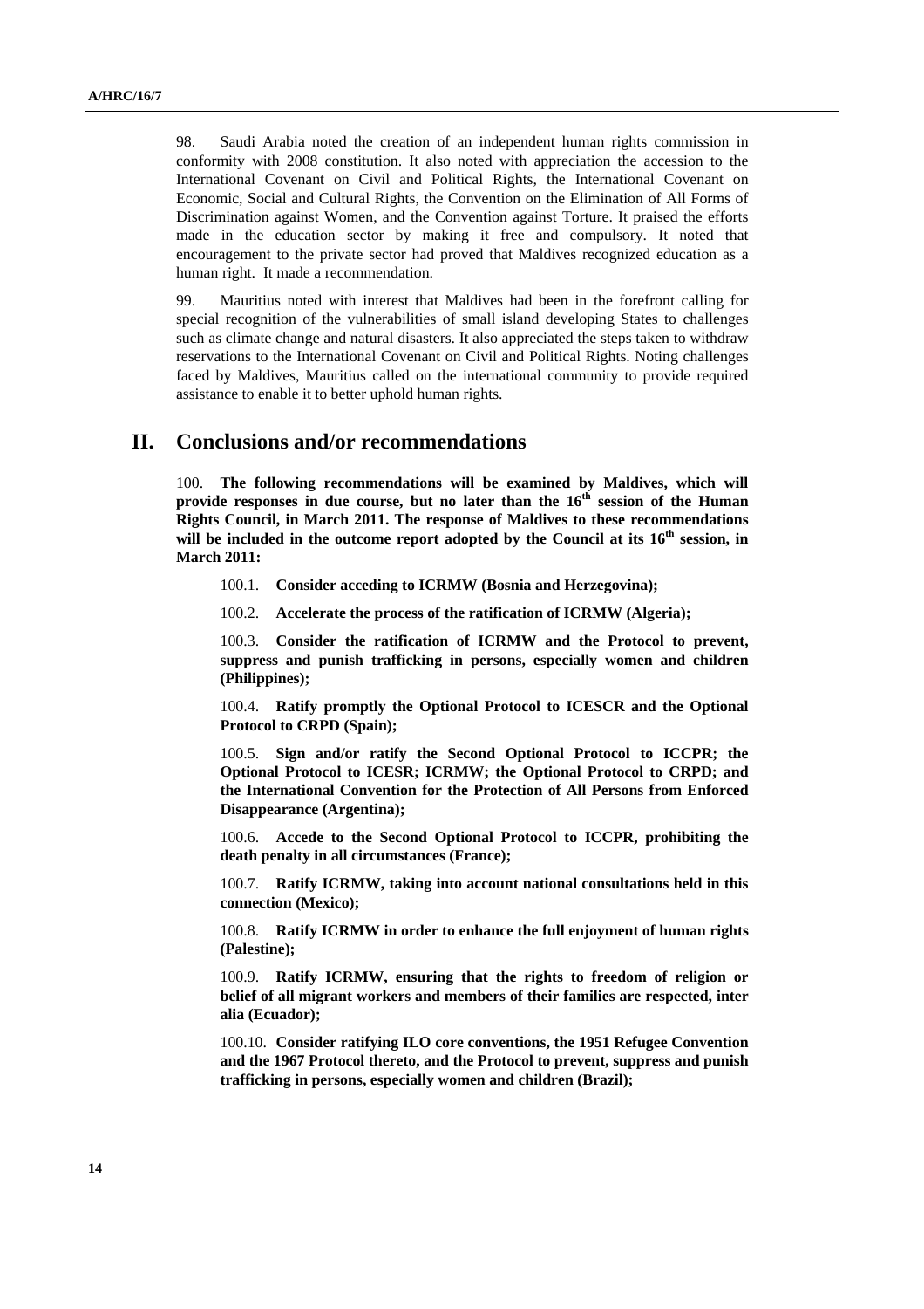98. Saudi Arabia noted the creation of an independent human rights commission in conformity with 2008 constitution. It also noted with appreciation the accession to the International Covenant on Civil and Political Rights, the International Covenant on Economic, Social and Cultural Rights, the Convention on the Elimination of All Forms of Discrimination against Women, and the Convention against Torture. It praised the efforts made in the education sector by making it free and compulsory. It noted that encouragement to the private sector had proved that Maldives recognized education as a human right. It made a recommendation.

99. Mauritius noted with interest that Maldives had been in the forefront calling for special recognition of the vulnerabilities of small island developing States to challenges such as climate change and natural disasters. It also appreciated the steps taken to withdraw reservations to the International Covenant on Civil and Political Rights. Noting challenges faced by Maldives, Mauritius called on the international community to provide required assistance to enable it to better uphold human rights.

## II. Conclusions and/or recommendations

100. **The following recommendations will be examined by Maldives, which will provide responses in due course, but no later than the 16th session of the Human Rights Council, in March 2011. The response of Maldives to these recommendations will be included in the outcome report adopted by the Council at its 16th session, in March 2011:**

100.1. **Consider acceding to ICRMW (Bosnia and Herzegovina);**

100.2. **Accelerate the process of the ratification of ICRMW (Algeria);**

100.3. **Consider the ratification of ICRMW and the Protocol to prevent, suppress and punish trafficking in persons, especially women and children (Philippines);**

100.4. **Ratify promptly the Optional Protocol to ICESCR and the Optional Protocol to CRPD (Spain);**

100.5. **Sign and/or ratify the Second Optional Protocol to ICCPR; the Optional Protocol to ICESR; ICRMW; the Optional Protocol to CRPD; and the International Convention for the Protection of All Persons from Enforced Disappearance (Argentina);**

100.6. **Accede to the Second Optional Protocol to ICCPR, prohibiting the death penalty in all circumstances (France);**

100.7. **Ratify ICRMW, taking into account national consultations held in this connection (Mexico);**

100.8. **Ratify ICRMW in order to enhance the full enjoyment of human rights (Palestine);**

100.9. **Ratify ICRMW, ensuring that the rights to freedom of religion or belief of all migrant workers and members of their families are respected, inter alia (Ecuador);**

100.10. **Consider ratifying ILO core conventions, the 1951 Refugee Convention and the 1967 Protocol thereto, and the Protocol to prevent, suppress and punish trafficking in persons, especially women and children (Brazil);**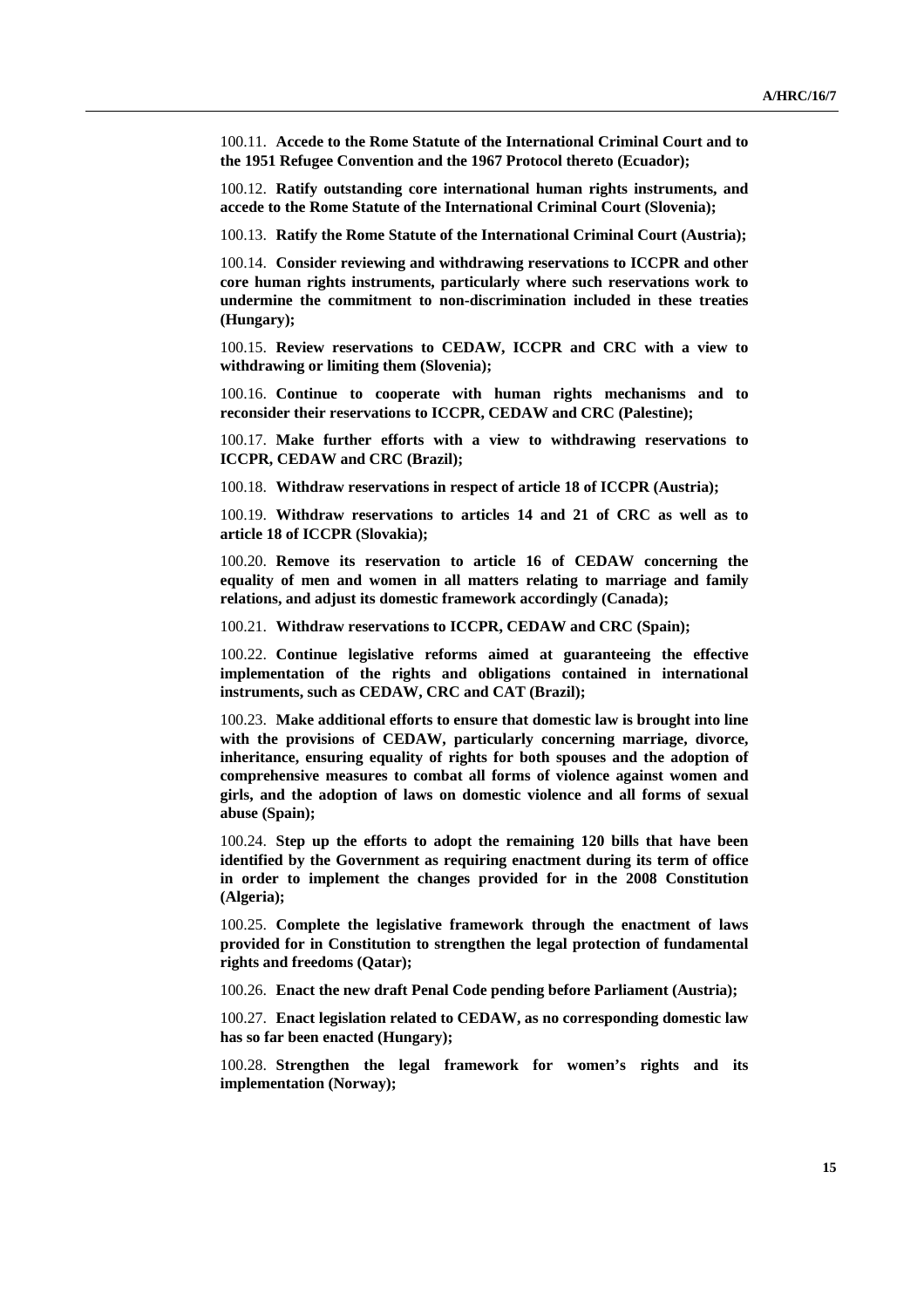100.11. **Accede to the Rome Statute of the International Criminal Court and to the 1951 Refugee Convention and the 1967 Protocol thereto (Ecuador);**

100.12. **Ratify outstanding core international human rights instruments, and accede to the Rome Statute of the International Criminal Court (Slovenia);**

100.13. **Ratify the Rome Statute of the International Criminal Court (Austria);**

100.14. **Consider reviewing and withdrawing reservations to ICCPR and other core human rights instruments, particularly where such reservations work to undermine the commitment to non-discrimination included in these treaties (Hungary);**

100.15. **Review reservations to CEDAW, ICCPR and CRC with a view to withdrawing or limiting them (Slovenia);**

100.16. **Continue to cooperate with human rights mechanisms and to reconsider their reservations to ICCPR, CEDAW and CRC (Palestine);**

100.17. **Make further efforts with a view to withdrawing reservations to ICCPR, CEDAW and CRC (Brazil);**

100.18. **Withdraw reservations in respect of article 18 of ICCPR (Austria);**

100.19. **Withdraw reservations to articles 14 and 21 of CRC as well as to article 18 of ICCPR (Slovakia);**

100.20. **Remove its reservation to article 16 of CEDAW concerning the equality of men and women in all matters relating to marriage and family relations, and adjust its domestic framework accordingly (Canada);**

100.21. **Withdraw reservations to ICCPR, CEDAW and CRC (Spain);**

100.22. **Continue legislative reforms aimed at guaranteeing the effective implementation of the rights and obligations contained in international instruments, such as CEDAW, CRC and CAT (Brazil);**

100.23. **Make additional efforts to ensure that domestic law is brought into line with the provisions of CEDAW, particularly concerning marriage, divorce, inheritance, ensuring equality of rights for both spouses and the adoption of comprehensive measures to combat all forms of violence against women and girls, and the adoption of laws on domestic violence and all forms of sexual abuse (Spain);**

100.24. **Step up the efforts to adopt the remaining 120 bills that have been identified by the Government as requiring enactment during its term of office in order to implement the changes provided for in the 2008 Constitution (Algeria);**

100.25. **Complete the legislative framework through the enactment of laws provided for in Constitution to strengthen the legal protection of fundamental rights and freedoms (Qatar);**

100.26. **Enact the new draft Penal Code pending before Parliament (Austria);**

100.27. **Enact legislation related to CEDAW, as no corresponding domestic law has so far been enacted (Hungary);**

100.28. **Strengthen the legal framework for women's rights and its implementation (Norway);**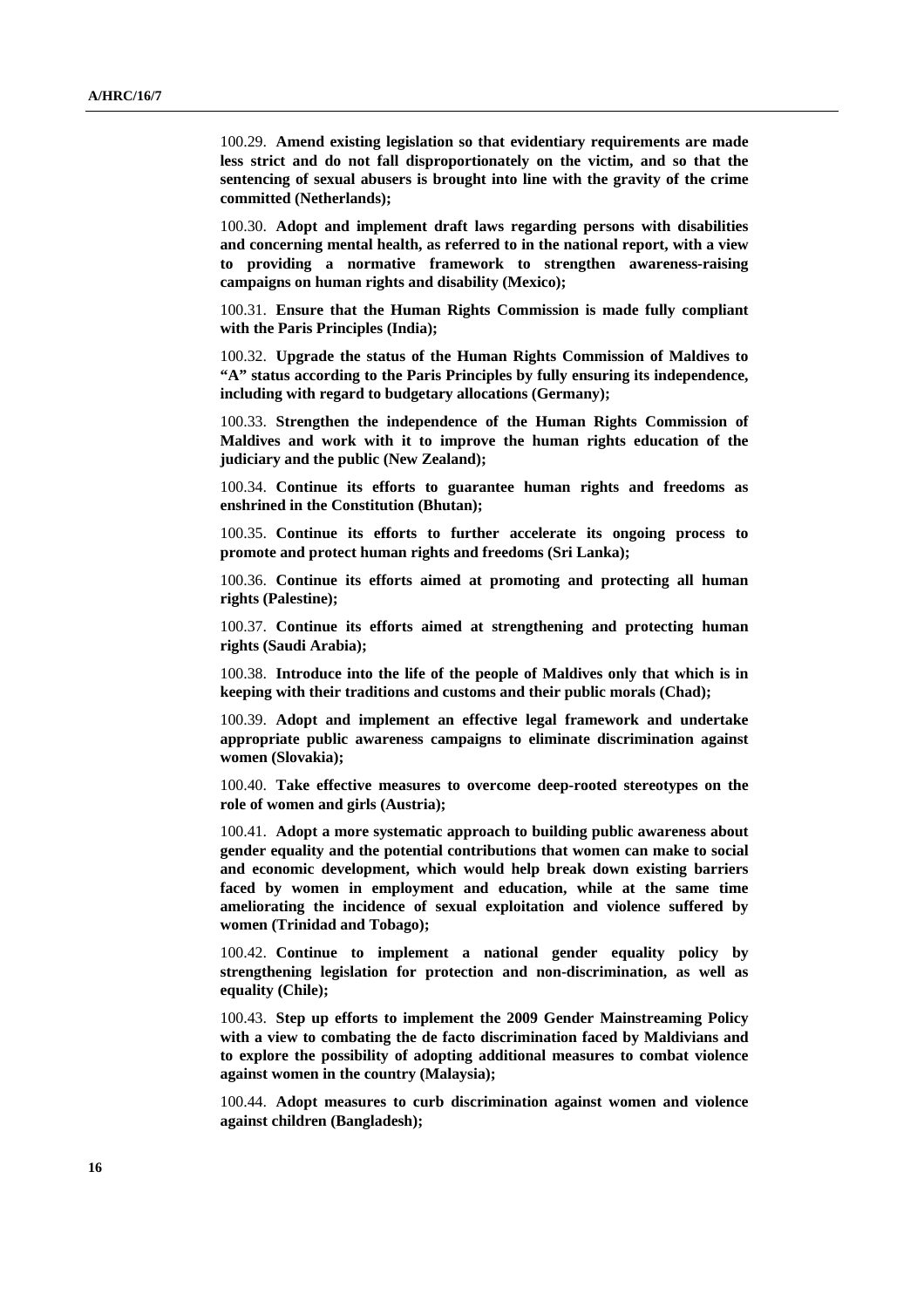100.29. **Amend existing legislation so that evidentiary requirements are made less strict and do not fall disproportionately on the victim, and so that the sentencing of sexual abusers is brought into line with the gravity of the crime committed (Netherlands);**

100.30. **Adopt and implement draft laws regarding persons with disabilities and concerning mental health, as referred to in the national report, with a view to providing a normative framework to strengthen awareness-raising campaigns on human rights and disability (Mexico);**

100.31. **Ensure that the Human Rights Commission is made fully compliant with the Paris Principles (India);**

100.32. **Upgrade the status of the Human Rights Commission of Maldives to "A" status according to the Paris Principles by fully ensuring its independence, including with regard to budgetary allocations (Germany);**

100.33. **Strengthen the independence of the Human Rights Commission of Maldives and work with it to improve the human rights education of the judiciary and the public (New Zealand);**

100.34. **Continue its efforts to guarantee human rights and freedoms as enshrined in the Constitution (Bhutan);**

100.35. **Continue its efforts to further accelerate its ongoing process to promote and protect human rights and freedoms (Sri Lanka);**

100.36. **Continue its efforts aimed at promoting and protecting all human rights (Palestine);**

100.37. **Continue its efforts aimed at strengthening and protecting human rights (Saudi Arabia);**

100.38. **Introduce into the life of the people of Maldives only that which is in keeping with their traditions and customs and their public morals (Chad);**

100.39. **Adopt and implement an effective legal framework and undertake appropriate public awareness campaigns to eliminate discrimination against women (Slovakia);**

100.40. **Take effective measures to overcome deep-rooted stereotypes on the role of women and girls (Austria);**

100.41. **Adopt a more systematic approach to building public awareness about gender equality and the potential contributions that women can make to social and economic development, which would help break down existing barriers faced by women in employment and education, while at the same time ameliorating the incidence of sexual exploitation and violence suffered by women (Trinidad and Tobago);**

100.42. **Continue to implement a national gender equality policy by strengthening legislation for protection and non-discrimination, as well as equality (Chile);**

100.43. **Step up efforts to implement the 2009 Gender Mainstreaming Policy with a view to combating the de facto discrimination faced by Maldivians and to explore the possibility of adopting additional measures to combat violence against women in the country (Malaysia);**

100.44. **Adopt measures to curb discrimination against women and violence against children (Bangladesh);**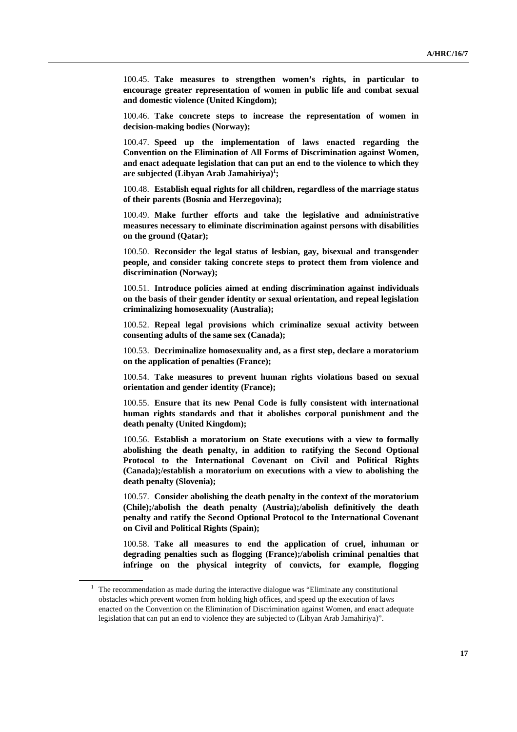100.45. **Take measures to strengthen women's rights, in particular to encourage greater representation of women in public life and combat sexual and domestic violence (United Kingdom);**

100.46. **Take concrete steps to increase the representation of women in decision-making bodies (Norway);**

100.47. **Speed up the implementation of laws enacted regarding the Convention on the Elimination of All Forms of Discrimination against Women, and enact adequate legislation that can put an end to the violence to which they are subjected (Libyan Arab Jamahiriya)[1];**

100.48. **Establish equal rights for all children, regardless of the marriage status of their parents (Bosnia and Herzegovina);**

100.49. **Make further efforts and take the legislative and administrative measures necessary to eliminate discrimination against persons with disabilities on the ground (Qatar);**

100.50. **Reconsider the legal status of lesbian, gay, bisexual and transgender people, and consider taking concrete steps to protect them from violence and discrimination (Norway);**

100.51. **Introduce policies aimed at ending discrimination against individuals on the basis of their gender identity or sexual orientation, and repeal legislation criminalizing homosexuality (Australia);**

100.52. **Repeal legal provisions which criminalize sexual activity between consenting adults of the same sex (Canada);**

100.53. **Decriminalize homosexuality and, as a first step, declare a moratorium on the application of penalties (France);**

100.54. **Take measures to prevent human rights violations based on sexual orientation and gender identity (France);**

100.55. **Ensure that its new Penal Code is fully consistent with international human rights standards and that it abolishes corporal punishment and the death penalty (United Kingdom);**

100.56. **Establish a moratorium on State executions with a view to formally abolishing the death penalty, in addition to ratifying the Second Optional Protocol to the International Covenant on Civil and Political Rights (Canada);/establish a moratorium on executions with a view to abolishing the death penalty (Slovenia);**

100.57. **Consider abolishing the death penalty in the context of the moratorium (Chile);/abolish the death penalty (Austria);/abolish definitively the death penalty and ratify the Second Optional Protocol to the International Covenant on Civil and Political Rights (Spain);**

100.58. **Take all measures to end the application of cruel, inhuman or degrading penalties such as flogging (France);/abolish criminal penalties that infringe on the physical integrity of convicts, for example, flogging**

[1] The recommendation as made during the interactive dialogue was "Eliminate any constitutional obstacles which prevent women from holding high offices, and speed up the execution of laws enacted on the Convention on the Elimination of Discrimination against Women, and enact adequate legislation that can put an end to violence they are subjected to (Libyan Arab Jamahiriya)".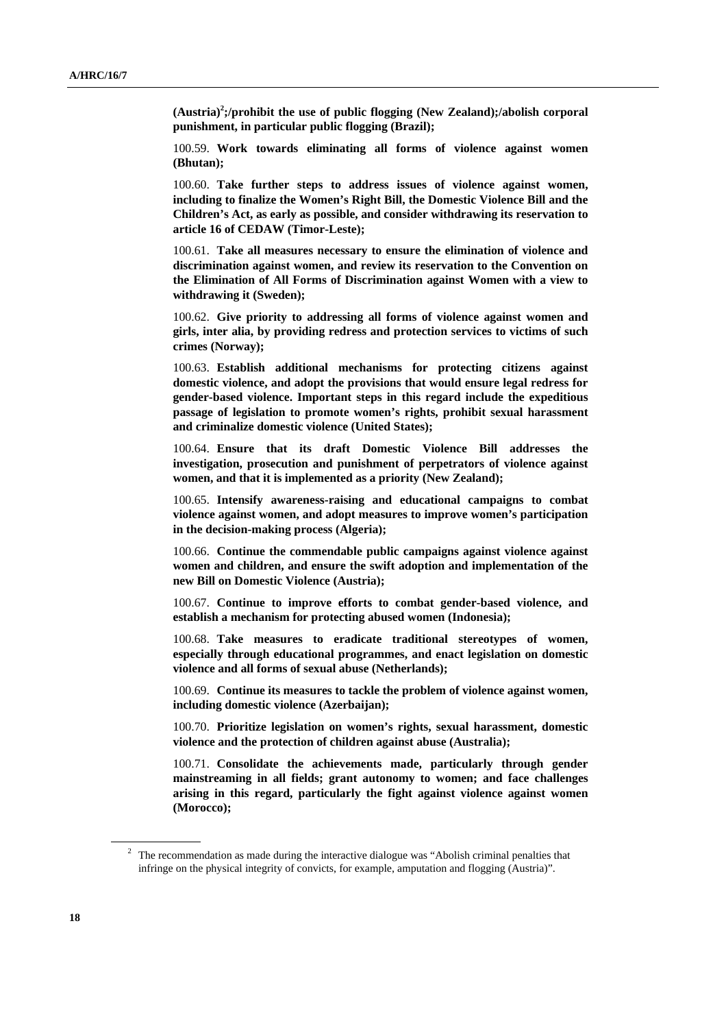**(Austria)[2];/prohibit the use of public flogging (New Zealand);/abolish corporal punishment, in particular public flogging (Brazil);**

100.59. **Work towards eliminating all forms of violence against women (Bhutan);**

100.60. **Take further steps to address issues of violence against women, including to finalize the Women's Right Bill, the Domestic Violence Bill and the Children's Act, as early as possible, and consider withdrawing its reservation to article 16 of CEDAW (Timor-Leste);**

100.61. **Take all measures necessary to ensure the elimination of violence and discrimination against women, and review its reservation to the Convention on the Elimination of All Forms of Discrimination against Women with a view to withdrawing it (Sweden);**

100.62. **Give priority to addressing all forms of violence against women and girls, inter alia, by providing redress and protection services to victims of such crimes (Norway);**

100.63. **Establish additional mechanisms for protecting citizens against domestic violence, and adopt the provisions that would ensure legal redress for gender-based violence. Important steps in this regard include the expeditious passage of legislation to promote women's rights, prohibit sexual harassment and criminalize domestic violence (United States);**

100.64. **Ensure that its draft Domestic Violence Bill addresses the investigation, prosecution and punishment of perpetrators of violence against women, and that it is implemented as a priority (New Zealand);**

100.65. **Intensify awareness-raising and educational campaigns to combat violence against women, and adopt measures to improve women's participation in the decision-making process (Algeria);**

100.66. **Continue the commendable public campaigns against violence against women and children, and ensure the swift adoption and implementation of the new Bill on Domestic Violence (Austria);**

100.67. **Continue to improve efforts to combat gender-based violence, and establish a mechanism for protecting abused women (Indonesia);**

100.68. **Take measures to eradicate traditional stereotypes of women, especially through educational programmes, and enact legislation on domestic violence and all forms of sexual abuse (Netherlands);**

100.69. **Continue its measures to tackle the problem of violence against women, including domestic violence (Azerbaijan);**

100.70. **Prioritize legislation on women's rights, sexual harassment, domestic violence and the protection of children against abuse (Australia);**

100.71. **Consolidate the achievements made, particularly through gender mainstreaming in all fields; grant autonomy to women; and face challenges arising in this regard, particularly the fight against violence against women (Morocco);**

---

[2] The recommendation as made during the interactive dialogue was "Abolish criminal penalties that infringe on the physical integrity of convicts, for example, amputation and flogging (Austria)".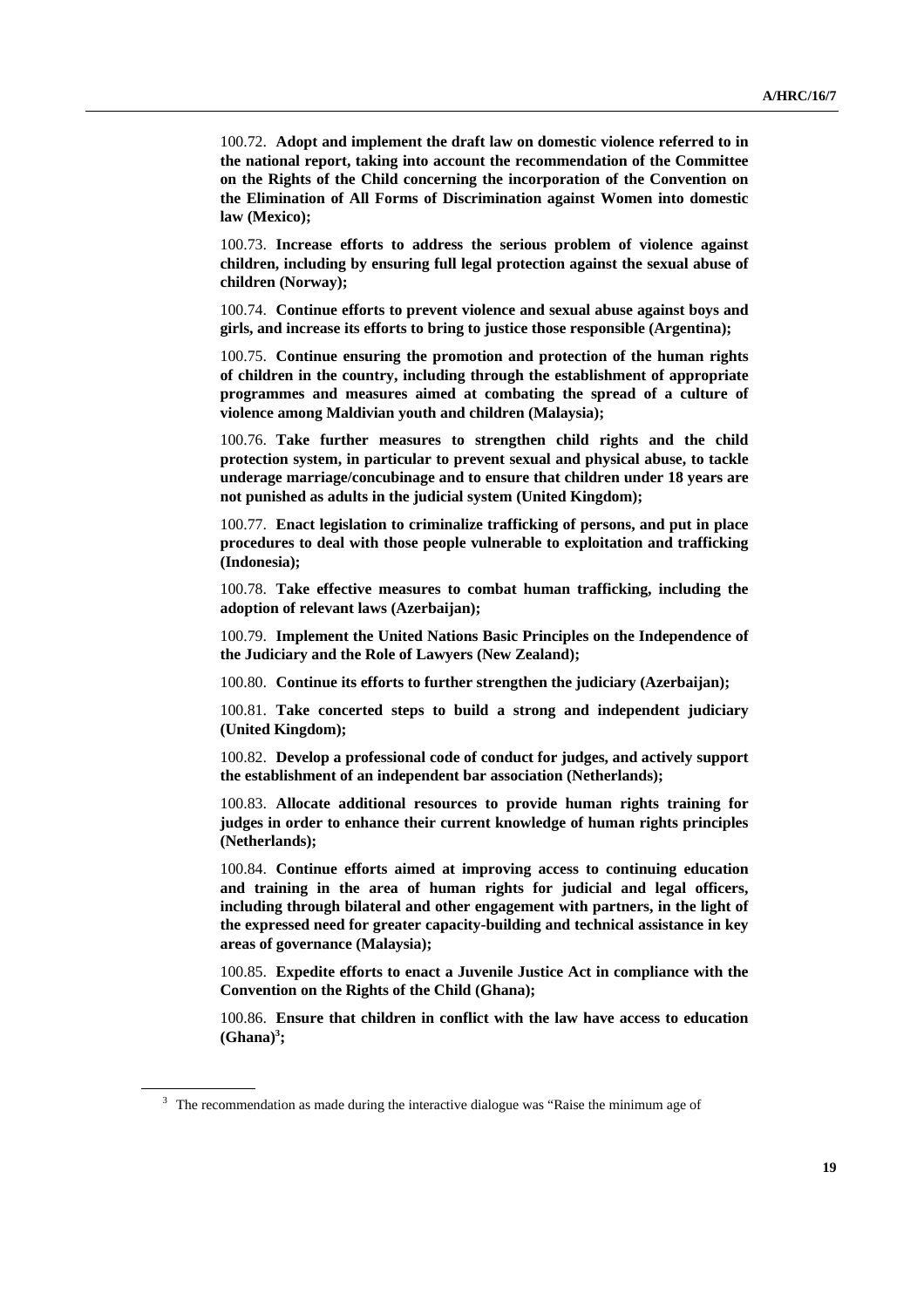100.72. **Adopt and implement the draft law on domestic violence referred to in the national report, taking into account the recommendation of the Committee on the Rights of the Child concerning the incorporation of the Convention on the Elimination of All Forms of Discrimination against Women into domestic law (Mexico);**

100.73. **Increase efforts to address the serious problem of violence against children, including by ensuring full legal protection against the sexual abuse of children (Norway);**

100.74. **Continue efforts to prevent violence and sexual abuse against boys and girls, and increase its efforts to bring to justice those responsible (Argentina);**

100.75. **Continue ensuring the promotion and protection of the human rights of children in the country, including through the establishment of appropriate programmes and measures aimed at combating the spread of a culture of violence among Maldivian youth and children (Malaysia);**

100.76. **Take further measures to strengthen child rights and the child protection system, in particular to prevent sexual and physical abuse, to tackle underage marriage/concubinage and to ensure that children under 18 years are not punished as adults in the judicial system (United Kingdom);**

100.77. **Enact legislation to criminalize trafficking of persons, and put in place procedures to deal with those people vulnerable to exploitation and trafficking (Indonesia);**

100.78. **Take effective measures to combat human trafficking, including the adoption of relevant laws (Azerbaijan);**

100.79. **Implement the United Nations Basic Principles on the Independence of the Judiciary and the Role of Lawyers (New Zealand);**

100.80. **Continue its efforts to further strengthen the judiciary (Azerbaijan);**

100.81. **Take concerted steps to build a strong and independent judiciary (United Kingdom);**

100.82. **Develop a professional code of conduct for judges, and actively support the establishment of an independent bar association (Netherlands);**

100.83. **Allocate additional resources to provide human rights training for judges in order to enhance their current knowledge of human rights principles (Netherlands);**

100.84. **Continue efforts aimed at improving access to continuing education and training in the area of human rights for judicial and legal officers, including through bilateral and other engagement with partners, in the light of the expressed need for greater capacity-building and technical assistance in key areas of governance (Malaysia);**

100.85. **Expedite efforts to enact a Juvenile Justice Act in compliance with the Convention on the Rights of the Child (Ghana);**

100.86. **Ensure that children in conflict with the law have access to education (Ghana)[3];**

---

[3] The recommendation as made during the interactive dialogue was "Raise the minimum age of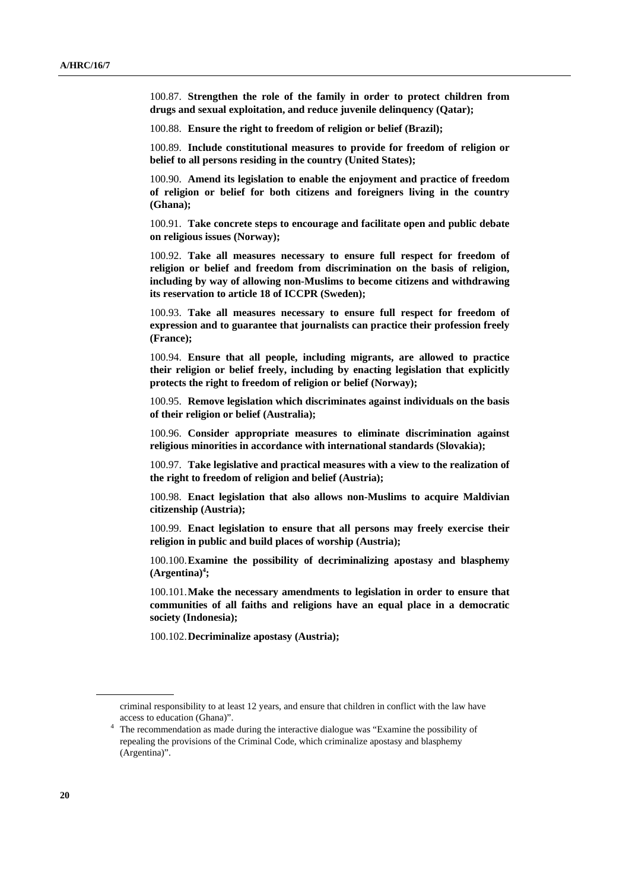100.87. **Strengthen the role of the family in order to protect children from drugs and sexual exploitation, and reduce juvenile delinquency (Qatar);**

100.88. **Ensure the right to freedom of religion or belief (Brazil);**

100.89. **Include constitutional measures to provide for freedom of religion or belief to all persons residing in the country (United States);**

100.90. **Amend its legislation to enable the enjoyment and practice of freedom of religion or belief for both citizens and foreigners living in the country (Ghana);**

100.91. **Take concrete steps to encourage and facilitate open and public debate on religious issues (Norway);**

100.92. **Take all measures necessary to ensure full respect for freedom of religion or belief and freedom from discrimination on the basis of religion, including by way of allowing non-Muslims to become citizens and withdrawing its reservation to article 18 of ICCPR (Sweden);**

100.93. **Take all measures necessary to ensure full respect for freedom of expression and to guarantee that journalists can practice their profession freely (France);**

100.94. **Ensure that all people, including migrants, are allowed to practice their religion or belief freely, including by enacting legislation that explicitly protects the right to freedom of religion or belief (Norway);**

100.95. **Remove legislation which discriminates against individuals on the basis of their religion or belief (Australia);**

100.96. **Consider appropriate measures to eliminate discrimination against religious minorities in accordance with international standards (Slovakia);**

100.97. **Take legislative and practical measures with a view to the realization of the right to freedom of religion and belief (Austria);**

100.98. **Enact legislation that also allows non-Muslims to acquire Maldivian citizenship (Austria);**

100.99. **Enact legislation to ensure that all persons may freely exercise their religion in public and build places of worship (Austria);**

100.100. **Examine the possibility of decriminalizing apostasy and blasphemy (Argentina)[4];**

100.101. **Make the necessary amendments to legislation in order to ensure that communities of all faiths and religions have an equal place in a democratic society (Indonesia);**

100.102. **Decriminalize apostasy (Austria);**

---

criminal responsibility to at least 12 years, and ensure that children in conflict with the law have access to education (Ghana)".

[4] The recommendation as made during the interactive dialogue was "Examine the possibility of repealing the provisions of the Criminal Code, which criminalize apostasy and blasphemy (Argentina)".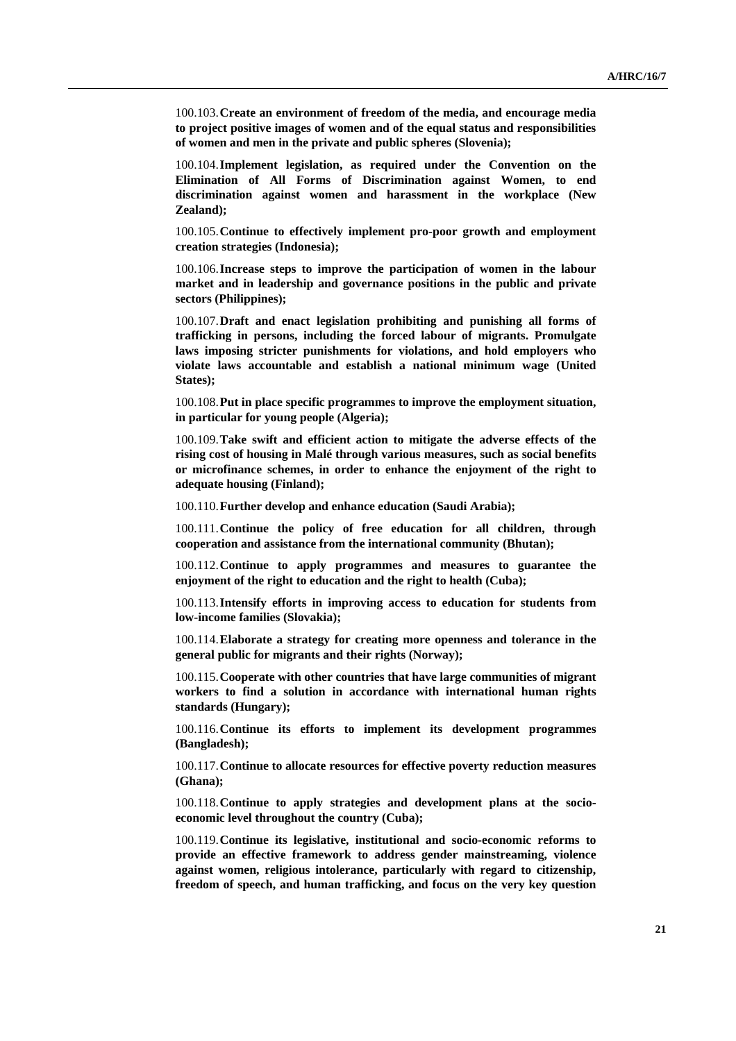100.103. **Create an environment of freedom of the media, and encourage media to project positive images of women and of the equal status and responsibilities of women and men in the private and public spheres (Slovenia);**

100.104. **Implement legislation, as required under the Convention on the Elimination of All Forms of Discrimination against Women, to end discrimination against women and harassment in the workplace (New Zealand);**

100.105. **Continue to effectively implement pro-poor growth and employment creation strategies (Indonesia);**

100.106. **Increase steps to improve the participation of women in the labour market and in leadership and governance positions in the public and private sectors (Philippines);**

100.107. **Draft and enact legislation prohibiting and punishing all forms of trafficking in persons, including the forced labour of migrants. Promulgate laws imposing stricter punishments for violations, and hold employers who violate laws accountable and establish a national minimum wage (United States);**

100.108. **Put in place specific programmes to improve the employment situation, in particular for young people (Algeria);**

100.109. **Take swift and efficient action to mitigate the adverse effects of the rising cost of housing in Malé through various measures, such as social benefits or microfinance schemes, in order to enhance the enjoyment of the right to adequate housing (Finland);**

100.110. **Further develop and enhance education (Saudi Arabia);**

100.111. **Continue the policy of free education for all children, through cooperation and assistance from the international community (Bhutan);**

100.112. **Continue to apply programmes and measures to guarantee the enjoyment of the right to education and the right to health (Cuba);**

100.113. **Intensify efforts in improving access to education for students from low-income families (Slovakia);**

100.114. **Elaborate a strategy for creating more openness and tolerance in the general public for migrants and their rights (Norway);**

100.115. **Cooperate with other countries that have large communities of migrant workers to find a solution in accordance with international human rights standards (Hungary);**

100.116. **Continue its efforts to implement its development programmes (Bangladesh);**

100.117. **Continue to allocate resources for effective poverty reduction measures (Ghana);**

100.118. **Continue to apply strategies and development plans at the socio-economic level throughout the country (Cuba);**

100.119. **Continue its legislative, institutional and socio-economic reforms to provide an effective framework to address gender mainstreaming, violence against women, religious intolerance, particularly with regard to citizenship, freedom of speech, and human trafficking, and focus on the very key question**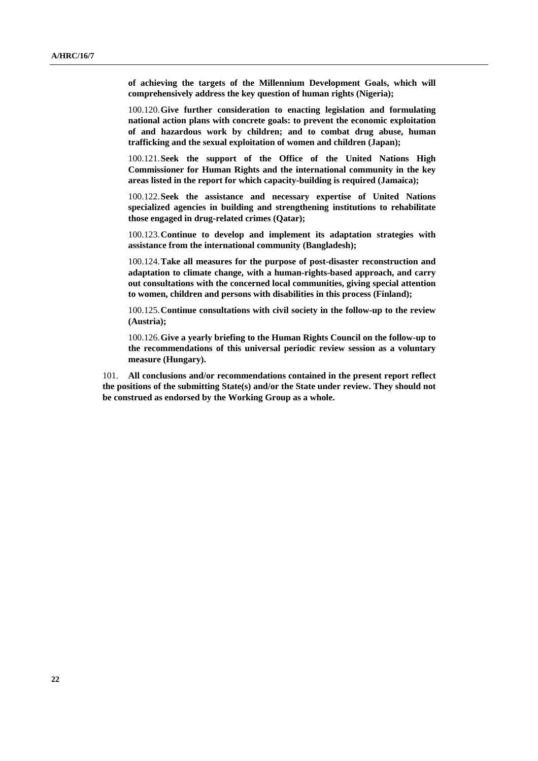**of achieving the targets of the Millennium Development Goals, which will comprehensively address the key question of human rights (Nigeria);**

100.120. **Give further consideration to enacting legislation and formulating national action plans with concrete goals: to prevent the economic exploitation of and hazardous work by children; and to combat drug abuse, human trafficking and the sexual exploitation of women and children (Japan);**

100.121. **Seek the support of the Office of the United Nations High Commissioner for Human Rights and the international community in the key areas listed in the report for which capacity-building is required (Jamaica);**

100.122. **Seek the assistance and necessary expertise of United Nations specialized agencies in building and strengthening institutions to rehabilitate those engaged in drug-related crimes (Qatar);**

100.123. **Continue to develop and implement its adaptation strategies with assistance from the international community (Bangladesh);**

100.124. **Take all measures for the purpose of post-disaster reconstruction and adaptation to climate change, with a human-rights-based approach, and carry out consultations with the concerned local communities, giving special attention to women, children and persons with disabilities in this process (Finland);**

100.125. **Continue consultations with civil society in the follow-up to the review (Austria);**

100.126. **Give a yearly briefing to the Human Rights Council on the follow-up to the recommendations of this universal periodic review session as a voluntary measure (Hungary).**

101. **All conclusions and/or recommendations contained in the present report reflect the positions of the submitting State(s) and/or the State under review. They should not be construed as endorsed by the Working Group as a whole.**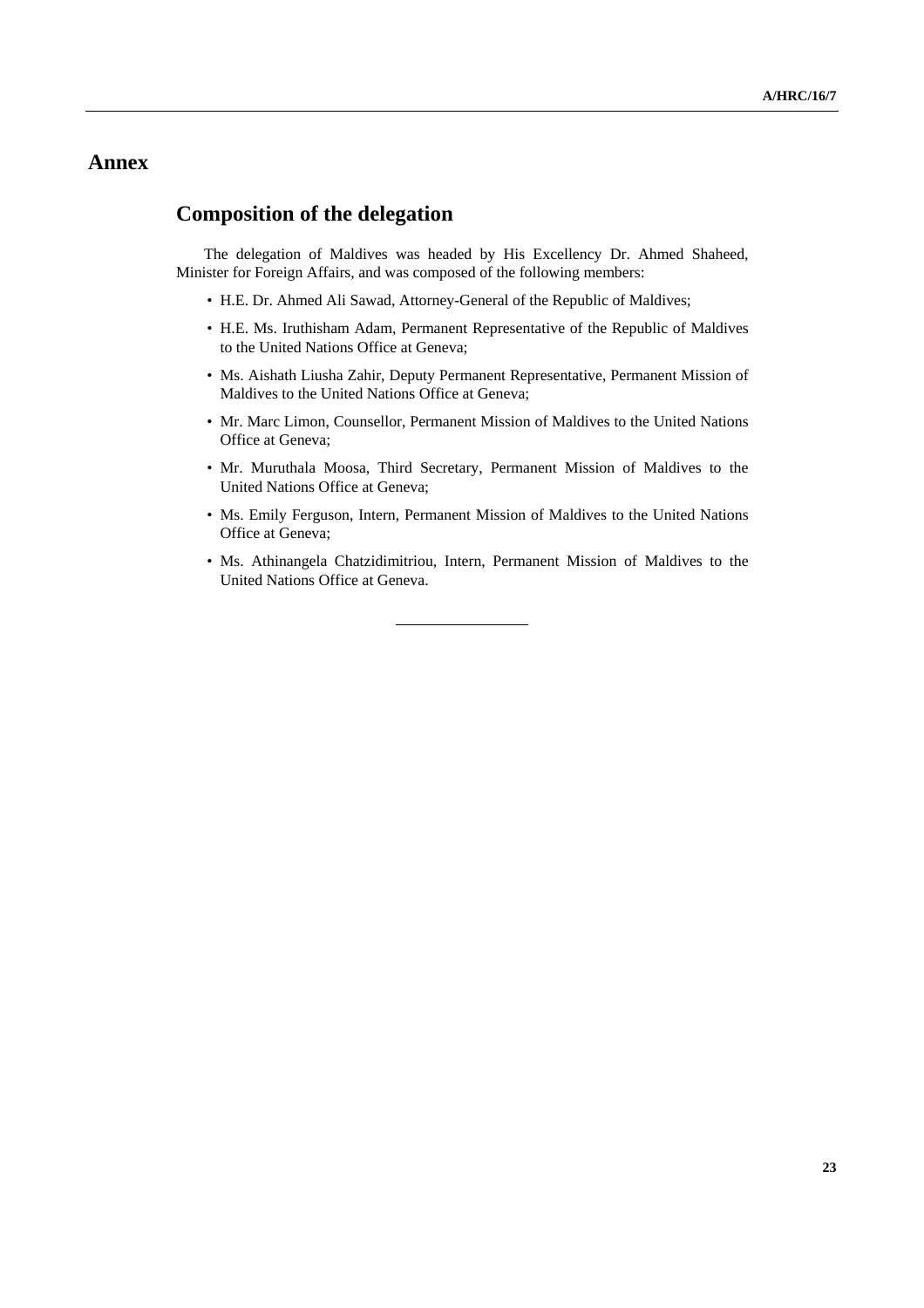# Annex

## Composition of the delegation

The delegation of Maldives was headed by His Excellency Dr. Ahmed Shaheed, Minister for Foreign Affairs, and was composed of the following members:

- H.E. Dr. Ahmed Ali Sawad, Attorney-General of the Republic of Maldives;
- H.E. Ms. Iruthisham Adam, Permanent Representative of the Republic of Maldives to the United Nations Office at Geneva;
- Ms. Aishath Liusha Zahir, Deputy Permanent Representative, Permanent Mission of Maldives to the United Nations Office at Geneva;
- Mr. Marc Limon, Counsellor, Permanent Mission of Maldives to the United Nations Office at Geneva;
- Mr. Muruthala Moosa, Third Secretary, Permanent Mission of Maldives to the United Nations Office at Geneva;
- Ms. Emily Ferguson, Intern, Permanent Mission of Maldives to the United Nations Office at Geneva;
- Ms. Athinangela Chatzidimitriou, Intern, Permanent Mission of Maldives to the United Nations Office at Geneva.